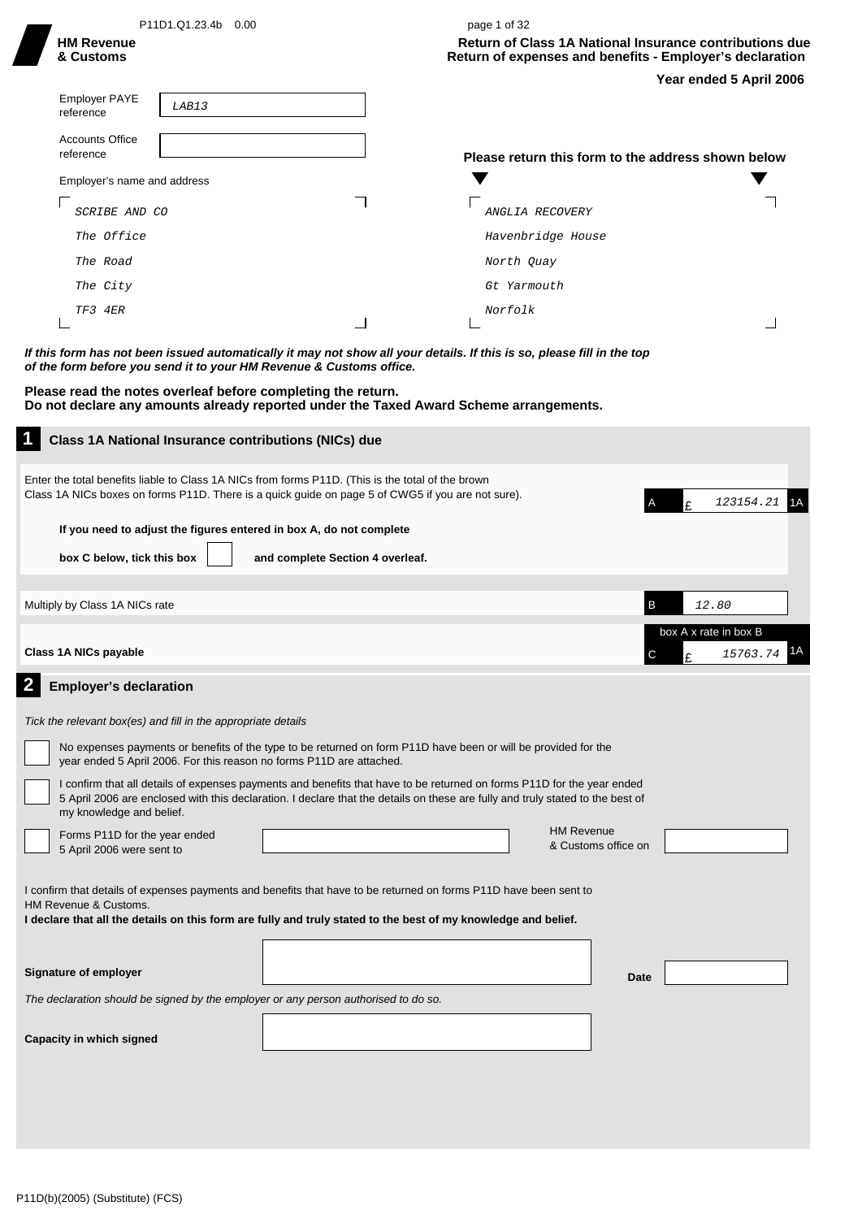P11D1.Q1.23.4b 0.00

**HM Revenue & Customs**

## Return of Class 1A National Insurance contributions due
## Return of expenses and benefits - Employer's declaration

**Year ended 5 April 2006**

| | |
|---|---|
| Employer PAYE reference | LAB13 |
| Accounts Office reference | |

Employer's name and address

SCRIBE AND CO
The Office
The Road
The City
TF3 4ER

**Please return this form to the address shown below**

ANGLIA RECOVERY
Havenbridge House
North Quay
Gt Yarmouth
Norfolk

***If this form has not been issued automatically it may not show all your details. If this is so, please fill in the top of the form before you send it to your HM Revenue & Customs office.***

**Please read the notes overleaf before completing the return.**
**Do not declare any amounts already reported under the Taxed Award Scheme arrangements.**

## 1 Class 1A National Insurance contributions (NICs) due

Enter the total benefits liable to Class 1A NICs from forms P11D. (This is the total of the brown Class 1A NICs boxes on forms P11D. There is a quick guide on page 5 of CWG5 if you are not sure).

A £ 123154.21 1A

**If you need to adjust the figures entered in box A, do not complete box C below, tick this box** ☐ **and complete Section 4 overleaf.**

Multiply by Class 1A NICs rate

B 12.80

box A x rate in box B

**Class 1A NICs payable**

C £ 15763.74 1A

## 2 Employer's declaration

*Tick the relevant box(es) and fill in the appropriate details*

☐ No expenses payments or benefits of the type to be returned on form P11D have been or will be provided for the year ended 5 April 2006. For this reason no forms P11D are attached.

☐ I confirm that all details of expenses payments and benefits that have to be returned on forms P11D for the year ended 5 April 2006 are enclosed with this declaration. I declare that the details on these are fully and truly stated to the best of my knowledge and belief.

☐ Forms P11D for the year ended 5 April 2006 were sent to ______ HM Revenue & Customs office on ______

I confirm that details of expenses payments and benefits that have to be returned on forms P11D have been sent to HM Revenue & Customs.
**I declare that all the details on this form are fully and truly stated to the best of my knowledge and belief.**

**Signature of employer** ______ **Date** ______

*The declaration should be signed by the employer or any person authorised to do so.*

**Capacity in which signed** ______

P11D(b)(2005) (Substitute) (FCS)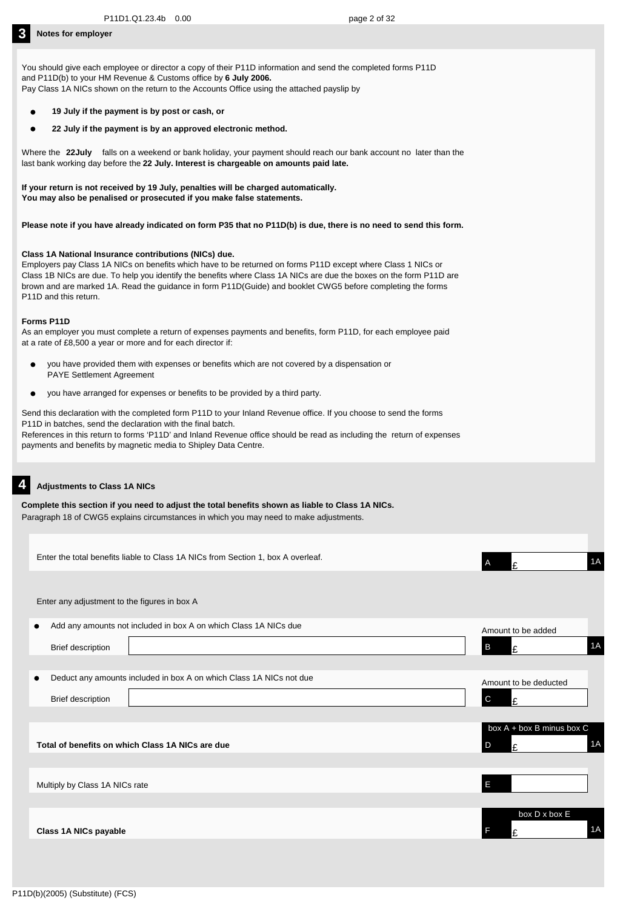## 3 Notes for employer

You should give each employee or director a copy of their P11D information and send the completed forms P11D and P11D(b) to your HM Revenue & Customs office by **6 July 2006.**
Pay Class 1A NICs shown on the return to the Accounts Office using the attached payslip by

- **19 July if the payment is by post or cash, or**
- **22 July if the payment is by an approved electronic method.**

Where the **22July** falls on a weekend or bank holiday, your payment should reach our bank account no later than the last bank working day before the **22 July. Interest is chargeable on amounts paid late.**

**If your return is not received by 19 July, penalties will be charged automatically.**
**You may also be penalised or prosecuted if you make false statements.**

**Please note if you have already indicated on form P35 that no P11D(b) is due, there is no need to send this form.**

**Class 1A National Insurance contributions (NICs) due.**
Employers pay Class 1A NICs on benefits which have to be returned on forms P11D except where Class 1 NICs or Class 1B NICs are due. To help you identify the benefits where Class 1A NICs are due the boxes on the form P11D are brown and are marked 1A. Read the guidance in form P11D(Guide) and booklet CWG5 before completing the forms P11D and this return.

**Forms P11D**
As an employer you must complete a return of expenses payments and benefits, form P11D, for each employee paid at a rate of £8,500 a year or more and for each director if:

- you have provided them with expenses or benefits which are not covered by a dispensation or PAYE Settlement Agreement
- you have arranged for expenses or benefits to be provided by a third party.

Send this declaration with the completed form P11D to your Inland Revenue office. If you choose to send the forms P11D in batches, send the declaration with the final batch.
References in this return to forms 'P11D' and Inland Revenue office should be read as including the return of expenses payments and benefits by magnetic media to Shipley Data Centre.

## 4 Adjustments to Class 1A NICs

**Complete this section if you need to adjust the total benefits shown as liable to Class 1A NICs.**
Paragraph 18 of CWG5 explains circumstances in which you may need to make adjustments.

Enter the total benefits liable to Class 1A NICs from Section 1, box A overleaf. **A** £ 1A

Enter any adjustment to the figures in box A

- Add any amounts not included in box A on which Class 1A NICs due

  Brief description ______ Amount to be added **B** £ 1A

- Deduct any amounts included in box A on which Class 1A NICs not due

  Brief description ______ Amount to be deducted **C** £

**Total of benefits on which Class 1A NICs are due** (box A + box B minus box C) **D** £ 1A

Multiply by Class 1A NICs rate **E**

**Class 1A NICs payable** (box D x box E) **F** £ 1A

P11D(b)(2005) (Substitute) (FCS)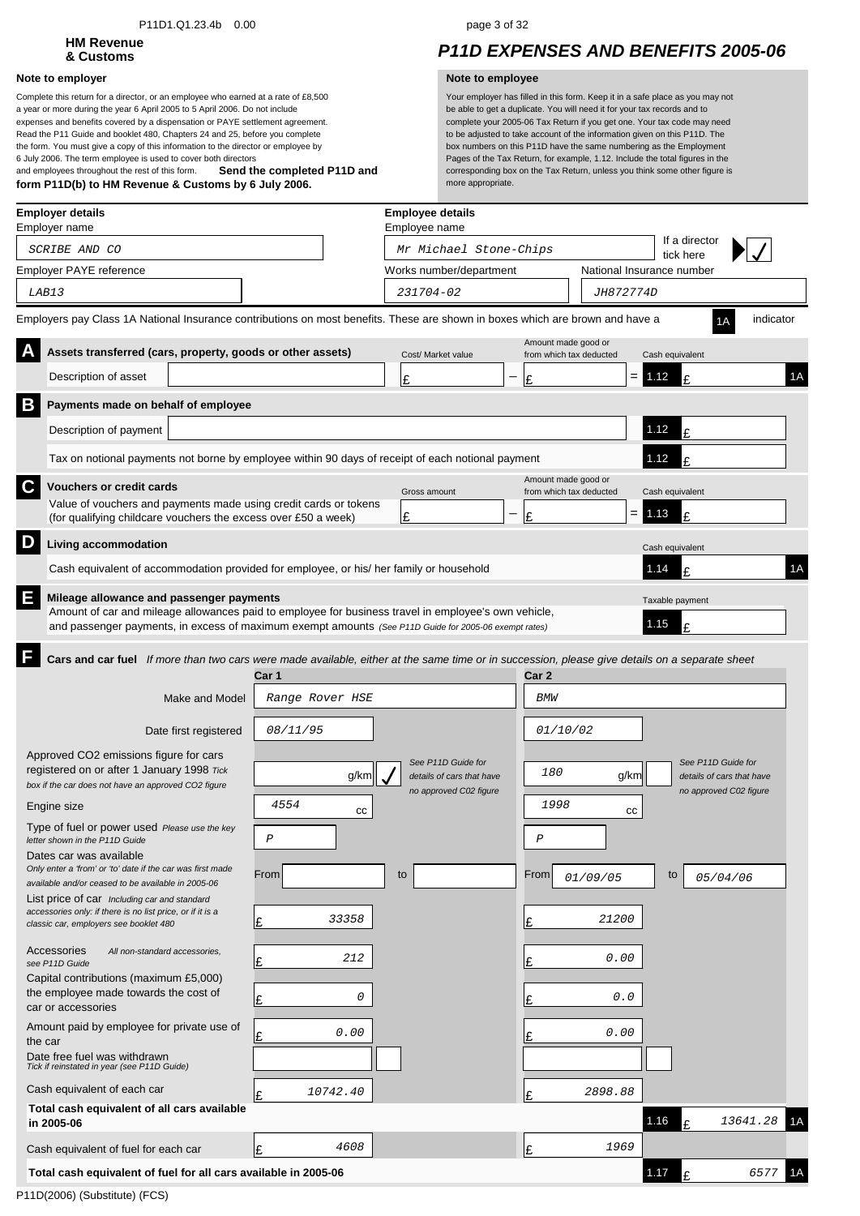P11D1.Q1.23.4b 0.00

**HM Revenue & Customs**

# P11D EXPENSES AND BENEFITS 2005-06

**Note to employer**

Complete this return for a director, or an employee who earned at a rate of £8,500 a year or more during the year 6 April 2005 to 5 April 2006. Do not include expenses and benefits covered by a dispensation or PAYE settlement agreement. Read the P11 Guide and booklet 480, Chapters 24 and 25, before you complete the form. You must give a copy of this information to the director or employee by 6 July 2006. The term employee is used to cover both directors and employees throughout the rest of this form. **Send the completed P11D and form P11D(b) to HM Revenue & Customs by 6 July 2006.**

**Note to employee**

Your employer has filled in this form. Keep it in a safe place as you may not be able to get a duplicate. You will need it for your tax records and to complete your 2005-06 Tax Return if you get one. Your tax code may need to be adjusted to take account of the information given on this P11D. The box numbers on this P11D have the same numbering as the Employment Pages of the Tax Return, for example, 1.12. Include the total figures in the corresponding box on the Tax Return, unless you think some other figure is more appropriate.

**Employer details**

Employer name: SCRIBE AND CO

Employer PAYE reference: LAB13

**Employee details**

Employee name: Mr Michael Stone-Chips

If a director tick here: ✓

Works number/department: 231704-02

National Insurance number: JH872774D

Employers pay Class 1A National Insurance contributions on most benefits. These are shown in boxes which are brown and have a 1A indicator

## A Assets transferred (cars, property, goods or other assets)

| Description of asset | Cost/ Market value | | Amount made good or from which tax deducted | | Cash equivalent | |
|---|---|---|---|---|---|---|
| | £ | − | £ | = | 1.12 £ | 1A |

## B Payments made on behalf of employee

| | | |
|---|---|---|
| Description of payment | | 1.12 £ |
| Tax on notional payments not borne by employee within 90 days of receipt of each notional payment | | 1.12 £ |

## C Vouchers or credit cards

| | Gross amount | | Amount made good or from which tax deducted | | Cash equivalent |
|---|---|---|---|---|---|
| Value of vouchers and payments made using credit cards or tokens (for qualifying childcare vouchers the excess over £50 a week) | £ | − | £ | = | 1.13 £ |

## D Living accommodation

| | Cash equivalent | |
|---|---|---|
| Cash equivalent of accommodation provided for employee, or his/ her family or household | 1.14 £ | 1A |

## E Mileage allowance and passenger payments

| | Taxable payment |
|---|---|
| Amount of car and mileage allowances paid to employee for business travel in employee's own vehicle, and passenger payments, in excess of maximum exempt amounts *(See P11D Guide for 2005-06 exempt rates)* | 1.15 £ |

## F Cars and car fuel

*If more than two cars were made available, either at the same time or in succession, please give details on a separate sheet*

| | Car 1 | Car 2 |
|---|---|---|
| Make and Model | Range Rover HSE | BMW |
| Date first registered | 08/11/95 | 01/10/02 |
| Approved CO2 emissions figure for cars registered on or after 1 January 1998 *Tick box if the car does not have an approved CO2 figure* | g/km ✓ *See P11D Guide for details of cars that have no approved C02 figure* | 180 g/km *See P11D Guide for details of cars that have no approved C02 figure* |
| Engine size | 4554 cc | 1998 cc |
| Type of fuel or power used *Please use the key letter shown in the P11D Guide* | P | P |
| Dates car was available *Only enter a 'from' or 'to' date if the car was first made available and/or ceased to be available in 2005-06* | From to | From 01/09/05 to 05/04/06 |
| List price of car *Including car and standard accessories only: if there is no list price, or if it is a classic car, employers see booklet 480* | £ 33358 | £ 21200 |
| Accessories *All non-standard accessories, see P11D Guide* | £ 212 | £ 0.00 |
| Capital contributions (maximum £5,000) the employee made towards the cost of car or accessories | £ 0 | £ 0.0 |
| Amount paid by employee for private use of the car | £ 0.00 | £ 0.00 |
| Date free fuel was withdrawn *Tick if reinstated in year (see P11D Guide)* | | |
| Cash equivalent of each car | £ 10742.40 | £ 2898.88 |
| **Total cash equivalent of all cars available in 2005-06** | | 1.16 £ 13641.28 1A |
| Cash equivalent of fuel for each car | £ 4608 | £ 1969 |
| **Total cash equivalent of fuel for all cars available in 2005-06** | | 1.17 £ 6577 1A |

P11D(2006) (Substitute) (FCS)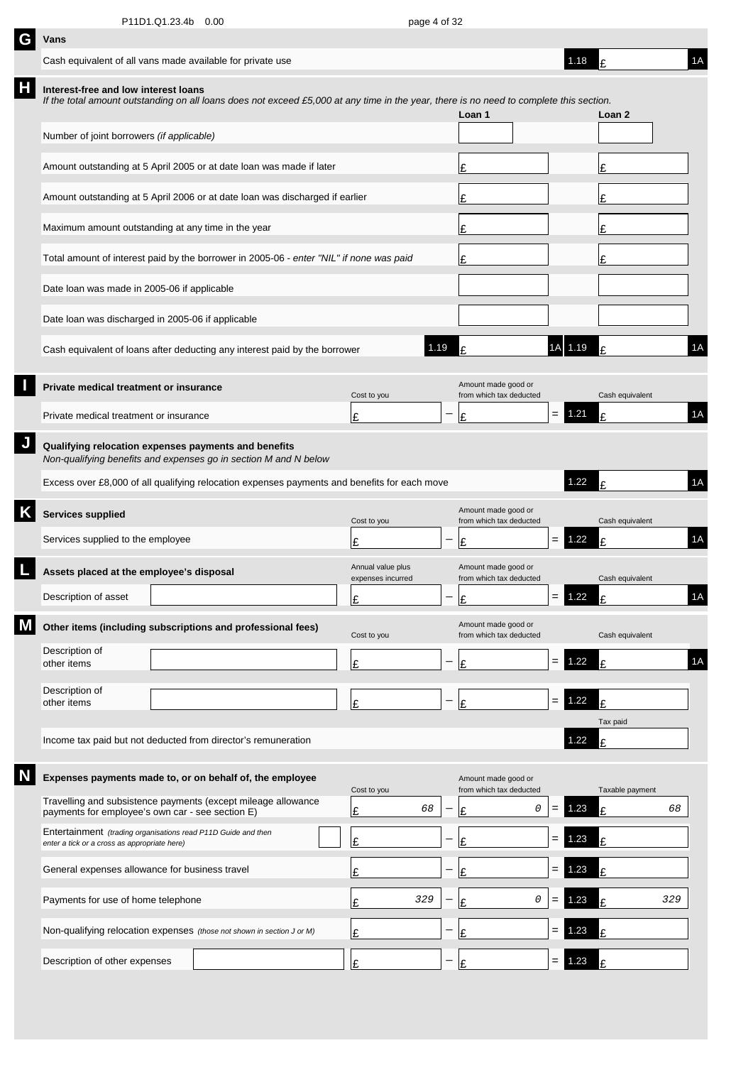P11D1.Q1.23.4b 0.00

## G Vans

| | | |
|---|---|---|
| Cash equivalent of all vans made available for private use | 1.18 | £ 1A |

## H Interest-free and low interest loans

*If the total amount outstanding on all loans does not exceed £5,000 at any time in the year, there is no need to complete this section.*

| | Loan 1 | Loan 2 |
|---|---|---|
| Number of joint borrowers *(if applicable)* | | |
| Amount outstanding at 5 April 2005 or at date loan was made if later | £ | £ |
| Amount outstanding at 5 April 2006 or at date loan was discharged if earlier | £ | £ |
| Maximum amount outstanding at any time in the year | £ | £ |
| Total amount of interest paid by the borrower in 2005-06 - *enter "NIL" if none was paid* | £ | £ |
| Date loan was made in 2005-06 if applicable | | |
| Date loan was discharged in 2005-06 if applicable | | |
| Cash equivalent of loans after deducting any interest paid by the borrower | 1.19 £ 1A | 1.19 £ 1A |

## I Private medical treatment or insurance

| | Cost to you | | Amount made good or from which tax deducted | | | Cash equivalent |
|---|---|---|---|---|---|---|
| Private medical treatment or insurance | £ | − | £ | = | 1.21 | £ 1A |

## J Qualifying relocation expenses payments and benefits

*Non-qualifying benefits and expenses go in section M and N below*

| | | |
|---|---|---|
| Excess over £8,000 of all qualifying relocation expenses payments and benefits for each move | 1.22 | £ 1A |

## K Services supplied

| | Cost to you | | Amount made good or from which tax deducted | | | Cash equivalent |
|---|---|---|---|---|---|---|
| Services supplied to the employee | £ | − | £ | = | 1.22 | £ 1A |

## L Assets placed at the employee's disposal

| | Annual value plus expenses incurred | | Amount made good or from which tax deducted | | | Cash equivalent |
|---|---|---|---|---|---|---|
| Description of asset | £ | − | £ | = | 1.22 | £ 1A |

## M Other items (including subscriptions and professional fees)

| | Cost to you | | Amount made good or from which tax deducted | | | Cash equivalent |
|---|---|---|---|---|---|---|
| Description of other items | £ | − | £ | = | 1.22 | £ 1A |
| Description of other items | £ | − | £ | = | 1.22 | £ |

| | | Tax paid |
|---|---|---|
| Income tax paid but not deducted from director's remuneration | 1.22 | £ |

## N Expenses payments made to, or on behalf of, the employee

| | Cost to you | | Amount made good or from which tax deducted | | | Taxable payment |
|---|---|---|---|---|---|---|
| Travelling and subsistence payments (except mileage allowance payments for employee's own car - see section E) | £ 68 | − | £ 0 | = | 1.23 | £ 68 |
| Entertainment *(trading organisations read P11D Guide and then enter a tick or a cross as appropriate here)* | £ | − | £ | = | 1.23 | £ |
| General expenses allowance for business travel | £ | − | £ | = | 1.23 | £ |
| Payments for use of home telephone | £ 329 | − | £ 0 | = | 1.23 | £ 329 |
| Non-qualifying relocation expenses *(those not shown in section J or M)* | £ | − | £ | = | 1.23 | £ |
| Description of other expenses | £ | − | £ | = | 1.23 | £ |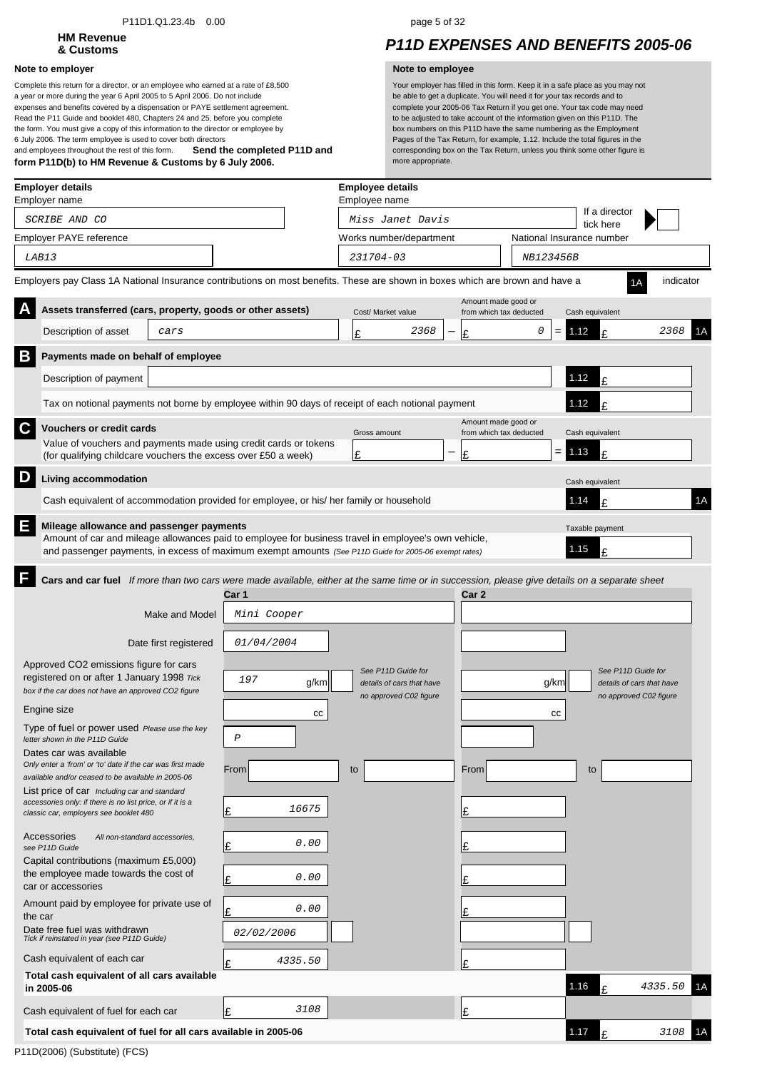HM Revenue & Customs

# P11D EXPENSES AND BENEFITS 2005-06

**Note to employer**

Complete this return for a director, or an employee who earned at a rate of £8,500 a year or more during the year 6 April 2005 to 5 April 2006. Do not include expenses and benefits covered by a dispensation or PAYE settlement agreement. Read the P11 Guide and booklet 480, Chapters 24 and 25, before you complete the form. You must give a copy of this information to the director or employee by 6 July 2006. The term employee is used to cover both directors and employees throughout the rest of this form. **Send the completed P11D and form P11D(b) to HM Revenue & Customs by 6 July 2006.**

**Note to employee**

Your employer has filled in this form. Keep it in a safe place as you may not be able to get a duplicate. You will need it for your tax records and to complete your 2005-06 Tax Return if you get one. Your tax code may need to be adjusted to take account of the information given on this P11D. The box numbers on this P11D have the same numbering as the Employment Pages of the Tax Return, for example, 1.12. Include the total figures in the corresponding box on the Tax Return, unless you think some other figure is more appropriate.

## Employer details

Employer name: SCRIBE AND CO

Employer PAYE reference: LAB13

## Employee details

Employee name: Miss Janet Davis

If a director tick here: 

Works number/department: 231704-03

National Insurance number: NB123456B

Employers pay Class 1A National Insurance contributions on most benefits. These are shown in boxes which are brown and have a 1A indicator

## A Assets transferred (cars, property, goods or other assets)

| Description of asset | Cost/ Market value | Amount made good or from which tax deducted | Cash equivalent |
|---|---|---|---|
| cars | £ 2368 | − £ 0 | = 1.12 £ 2368 1A |

## B Payments made on behalf of employee

| | |
|---|---|
| Description of payment | 1.12 £ |
| Tax on notional payments not borne by employee within 90 days of receipt of each notional payment | 1.12 £ |

## C Vouchers or credit cards

| | Gross amount | Amount made good or from which tax deducted | Cash equivalent |
|---|---|---|---|
| Value of vouchers and payments made using credit cards or tokens (for qualifying childcare vouchers the excess over £50 a week) | £ | − £ | = 1.13 £ |

## D Living accommodation

| | Cash equivalent |
|---|---|
| Cash equivalent of accommodation provided for employee, or his/ her family or household | 1.14 £ 1A |

## E Mileage allowance and passenger payments

| | Taxable payment |
|---|---|
| Amount of car and mileage allowances paid to employee for business travel in employee's own vehicle, and passenger payments, in excess of maximum exempt amounts *(See P11D Guide for 2005-06 exempt rates)* | 1.15 £ |

## F Cars and car fuel

*If more than two cars were made available, either at the same time or in succession, please give details on a separate sheet*

| | Car 1 | Car 2 |
|---|---|---|
| Make and Model | Mini Cooper | |
| Date first registered | 01/04/2004 | |
| Approved CO2 emissions figure for cars registered on or after 1 January 1998 *Tick box if the car does not have an approved CO2 figure* | 197 g/km *See P11D Guide for details of cars that have no approved C02 figure* | g/km *See P11D Guide for details of cars that have no approved C02 figure* |
| Engine size | cc | cc |
| Type of fuel or power used *Please use the key letter shown in the P11D Guide* | P | |
| Dates car was available *Only enter a 'from' or 'to' date if the car was first made available and/or ceased to be available in 2005-06* | From to | From to |
| List price of car *Including car and standard accessories only: if there is no list price, or if it is a classic car, employers see booklet 480* | £ 16675 | £ |
| Accessories *All non-standard accessories, see P11D Guide* | £ 0.00 | £ |
| Capital contributions (maximum £5,000) the employee made towards the cost of car or accessories | £ 0.00 | £ |
| Amount paid by employee for private use of the car | £ 0.00 | £ |
| Date free fuel was withdrawn *Tick if reinstated in year (see P11D Guide)* | 02/02/2006 | |
| Cash equivalent of each car | £ 4335.50 | £ |
| **Total cash equivalent of all cars available in 2005-06** | | 1.16 £ 4335.50 1A |
| Cash equivalent of fuel for each car | £ 3108 | £ |
| **Total cash equivalent of fuel for all cars available in 2005-06** | | 1.17 £ 3108 1A |

P11D(2006) (Substitute) (FCS)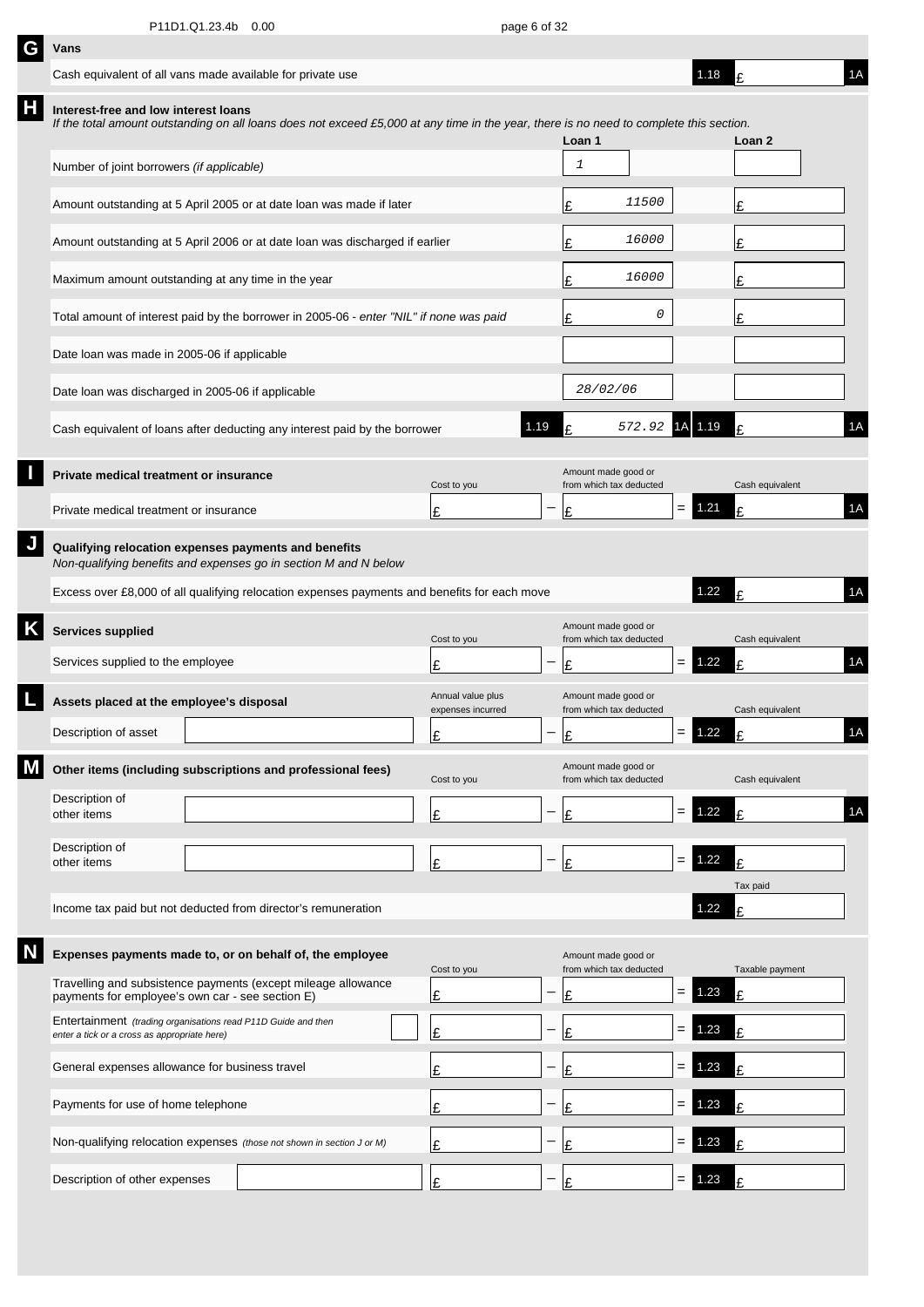## G Vans

| | | | |
|---|---|---|---|
| Cash equivalent of all vans made available for private use | 1.18 | £ | 1A |

## H Interest-free and low interest loans

*If the total amount outstanding on all loans does not exceed £5,000 at any time in the year, there is no need to complete this section.*

| | Loan 1 | Loan 2 |
|---|---|---|
| Number of joint borrowers *(if applicable)* | 1 | |
| Amount outstanding at 5 April 2005 or at date loan was made if later | £ 11500 | £ |
| Amount outstanding at 5 April 2006 or at date loan was discharged if earlier | £ 16000 | £ |
| Maximum amount outstanding at any time in the year | £ 16000 | £ |
| Total amount of interest paid by the borrower in 2005-06 - *enter "NIL" if none was paid* | £ 0 | £ |
| Date loan was made in 2005-06 if applicable | | |
| Date loan was discharged in 2005-06 if applicable | 28/02/06 | |
| Cash equivalent of loans after deducting any interest paid by the borrower | 1.19 £ 572.92 1A | 1.19 £ 1A |

## I Private medical treatment or insurance

| | Cost to you | | Amount made good or from which tax deducted | | | Cash equivalent | |
|---|---|---|---|---|---|---|---|
| Private medical treatment or insurance | £ | – | £ | = | 1.21 | £ | 1A |

## J Qualifying relocation expenses payments and benefits

*Non-qualifying benefits and expenses go in section M and N below*

| | | | |
|---|---|---|---|
| Excess over £8,000 of all qualifying relocation expenses payments and benefits for each move | 1.22 | £ | 1A |

## K Services supplied

| | Cost to you | | Amount made good or from which tax deducted | | | Cash equivalent | |
|---|---|---|---|---|---|---|---|
| Services supplied to the employee | £ | – | £ | = | 1.22 | £ | 1A |

## L Assets placed at the employee's disposal

| | Annual value plus expenses incurred | | Amount made good or from which tax deducted | | | Cash equivalent | |
|---|---|---|---|---|---|---|---|
| Description of asset | £ | – | £ | = | 1.22 | £ | 1A |

## M Other items (including subscriptions and professional fees)

| | Cost to you | | Amount made good or from which tax deducted | | | Cash equivalent | |
|---|---|---|---|---|---|---|---|
| Description of other items | £ | – | £ | = | 1.22 | £ | 1A |
| Description of other items | £ | – | £ | = | 1.22 | £ | |

| | | Tax paid |
|---|---|---|
| Income tax paid but not deducted from director's remuneration | 1.22 | £ |

## N Expenses payments made to, or on behalf of, the employee

| | Cost to you | | Amount made good or from which tax deducted | | | Taxable payment |
|---|---|---|---|---|---|---|
| Travelling and subsistence payments (except mileage allowance payments for employee's own car - see section E) | £ | – | £ | = | 1.23 | £ |
| Entertainment *(trading organisations read P11D Guide and then enter a tick or a cross as appropriate here)* | £ | – | £ | = | 1.23 | £ |
| General expenses allowance for business travel | £ | – | £ | = | 1.23 | £ |
| Payments for use of home telephone | £ | – | £ | = | 1.23 | £ |
| Non-qualifying relocation expenses *(those not shown in section J or M)* | £ | – | £ | = | 1.23 | £ |
| Description of other expenses | £ | – | £ | = | 1.23 | £ |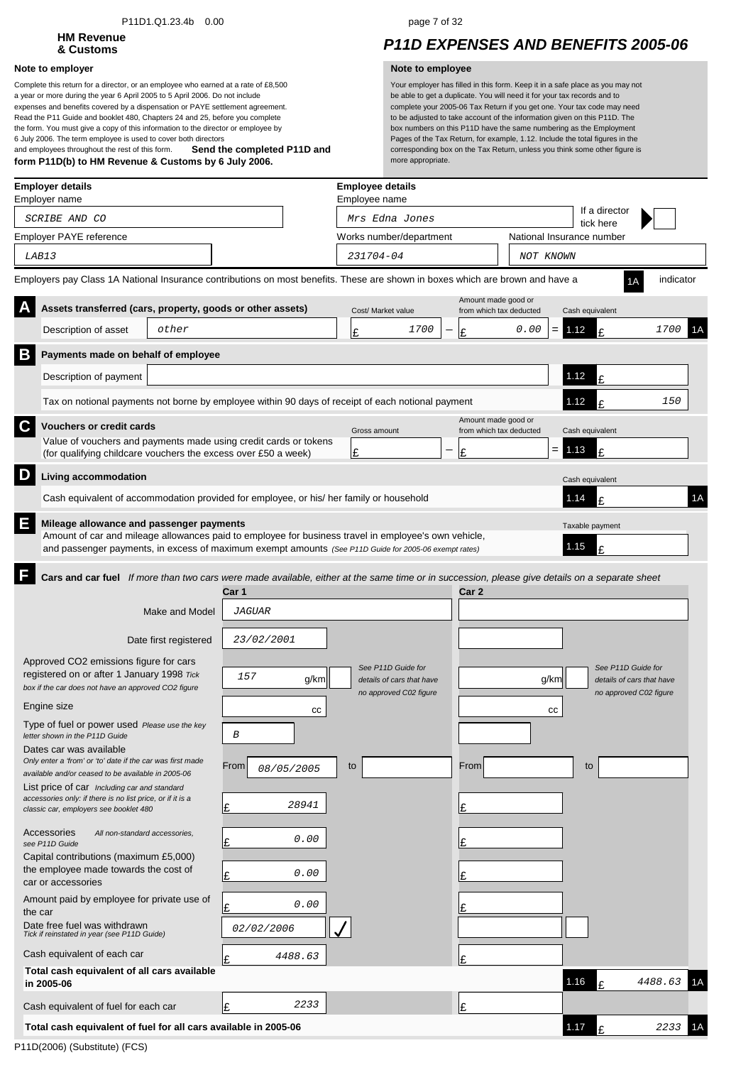HM Revenue & Customs

# P11D EXPENSES AND BENEFITS 2005-06

**Note to employer**

Complete this return for a director, or an employee who earned at a rate of £8,500 a year or more during the year 6 April 2005 to 5 April 2006. Do not include expenses and benefits covered by a dispensation or PAYE settlement agreement. Read the P11 Guide and booklet 480, Chapters 24 and 25, before you complete the form. You must give a copy of this information to the director or employee by 6 July 2006. The term employee is used to cover both directors and employees throughout the rest of this form. **Send the completed P11D and form P11D(b) to HM Revenue & Customs by 6 July 2006.**

**Note to employee**

Your employer has filled in this form. Keep it in a safe place as you may not be able to get a duplicate. You will need it for your tax records and to complete your 2005-06 Tax Return if you get one. Your tax code may need to be adjusted to take account of the information given on this P11D. The box numbers on this P11D have the same numbering as the Employment Pages of the Tax Return, for example, 1.12. Include the total figures in the corresponding box on the Tax Return, unless you think some other figure is more appropriate.

**Employer details**

| Employer name | SCRIBE AND CO |
|---|---|
| Employer PAYE reference | LAB13 |

**Employee details**

| Employee name | Mrs Edna Jones |
|---|---|
| If a director tick here | |
| Works number/department | 231704-04 |
| National Insurance number | NOT KNOWN |

Employers pay Class 1A National Insurance contributions on most benefits. These are shown in boxes which are brown and have a 1A indicator

**A Assets transferred (cars, property, goods or other assets)**

| Description of asset | Cost/ Market value | Amount made good or from which tax deducted | Cash equivalent |
|---|---|---|---|
| other | £ 1700 | £ 0.00 | 1.12 £ 1700 1A |

**B Payments made on behalf of employee**

| Description of payment | | 1.12 £ |
|---|---|---|
| Tax on notional payments not borne by employee within 90 days of receipt of each notional payment | | 1.12 £ 150 |

**C Vouchers or credit cards**

| | Gross amount | Amount made good or from which tax deducted | Cash equivalent |
|---|---|---|---|
| Value of vouchers and payments made using credit cards or tokens (for qualifying childcare vouchers the excess over £50 a week) | £ | £ | 1.13 £ |

**D Living accommodation**

| | Cash equivalent |
|---|---|
| Cash equivalent of accommodation provided for employee, or his/ her family or household | 1.14 £ 1A |

**E Mileage allowance and passenger payments**

| | Taxable payment |
|---|---|
| Amount of car and mileage allowances paid to employee for business travel in employee's own vehicle, and passenger payments, in excess of maximum exempt amounts *(See P11D Guide for 2005-06 exempt rates)* | 1.15 £ |

**F Cars and car fuel** *If more than two cars were made available, either at the same time or in succession, please give details on a separate sheet*

| | Car 1 | Car 2 |
|---|---|---|
| Make and Model | JAGUAR | |
| Date first registered | 23/02/2001 | |
| Approved CO2 emissions figure for cars registered on or after 1 January 1998 *Tick box if the car does not have an approved CO2 figure* | 157 g/km *(See P11D Guide for details of cars that have no approved C02 figure)* | g/km *(See P11D Guide for details of cars that have no approved C02 figure)* |
| Engine size | cc | cc |
| Type of fuel or power used *Please use the key letter shown in the P11D Guide* | B | |
| Dates car was available *Only enter a 'from' or 'to' date if the car was first made available and/or ceased to be available in 2005-06* | From 08/05/2005 to | From to |
| List price of car *Including car and standard accessories only: if there is no list price, or if it is a classic car, employers see booklet 480* | £ 28941 | £ |
| Accessories *All non-standard accessories, see P11D Guide* | £ 0.00 | £ |
| Capital contributions (maximum £5,000) the employee made towards the cost of car or accessories | £ 0.00 | £ |
| Amount paid by employee for private use of the car | £ 0.00 | £ |
| Date free fuel was withdrawn *Tick if reinstated in year (see P11D Guide)* | 02/02/2006 ✓ | |
| Cash equivalent of each car | £ 4488.63 | £ |
| **Total cash equivalent of all cars available in 2005-06** | | 1.16 £ 4488.63 1A |
| Cash equivalent of fuel for each car | £ 2233 | £ |
| **Total cash equivalent of fuel for all cars available in 2005-06** | | 1.17 £ 2233 1A |

P11D(2006) (Substitute) (FCS)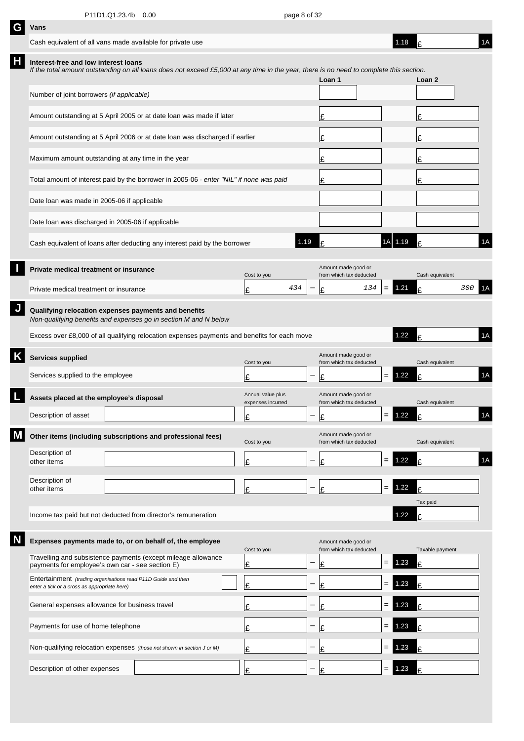P11D1.Q1.23.4b 0.00

## G Vans

| | | | |
|---|---|---|---|
| Cash equivalent of all vans made available for private use | 1.18 | £ | 1A |

## H Interest-free and low interest loans

*If the total amount outstanding on all loans does not exceed £5,000 at any time in the year, there is no need to complete this section.*

| | Loan 1 | | Loan 2 | |
|---|---|---|---|---|
| Number of joint borrowers *(if applicable)* | | | | |
| Amount outstanding at 5 April 2005 or at date loan was made if later | £ | | £ | |
| Amount outstanding at 5 April 2006 or at date loan was discharged if earlier | £ | | £ | |
| Maximum amount outstanding at any time in the year | £ | | £ | |
| Total amount of interest paid by the borrower in 2005-06 - *enter "NIL" if none was paid* | £ | | £ | |
| Date loan was made in 2005-06 if applicable | | | | |
| Date loan was discharged in 2005-06 if applicable | | | | |
| Cash equivalent of loans after deducting any interest paid by the borrower | 1.19 £ | 1A | 1.19 £ | 1A |

## I Private medical treatment or insurance

| | Cost to you | | Amount made good or from which tax deducted | | | Cash equivalent | |
|---|---|---|---|---|---|---|---|
| Private medical treatment or insurance | £ 434 | – | £ 134 | = | 1.21 | £ 300 | 1A |

## J Qualifying relocation expenses payments and benefits

*Non-qualifying benefits and expenses go in section M and N below*

| | | | |
|---|---|---|---|
| Excess over £8,000 of all qualifying relocation expenses payments and benefits for each move | 1.22 | £ | 1A |

## K Services supplied

| | Cost to you | | Amount made good or from which tax deducted | | | Cash equivalent | |
|---|---|---|---|---|---|---|---|
| Services supplied to the employee | £ | – | £ | = | 1.22 | £ | 1A |

## L Assets placed at the employee's disposal

| | | Annual value plus expenses incurred | | Amount made good or from which tax deducted | | | Cash equivalent | |
|---|---|---|---|---|---|---|---|---|
| Description of asset | | £ | – | £ | = | 1.22 | £ | 1A |

## M Other items (including subscriptions and professional fees)

| | | Cost to you | | Amount made good or from which tax deducted | | | Cash equivalent | |
|---|---|---|---|---|---|---|---|---|
| Description of other items | | £ | – | £ | = | 1.22 | £ | 1A |
| Description of other items | | £ | – | £ | = | 1.22 | £ | |

| | | Tax paid |
|---|---|---|
| Income tax paid but not deducted from director's remuneration | 1.22 | £ |

## N Expenses payments made to, or on behalf of, the employee

| | | Cost to you | | Amount made good or from which tax deducted | | | Taxable payment |
|---|---|---|---|---|---|---|---|
| Travelling and subsistence payments (except mileage allowance payments for employee's own car - see section E) | | £ | – | £ | = | 1.23 | £ |
| Entertainment *(trading organisations read P11D Guide and then enter a tick or a cross as appropriate here)* | | £ | – | £ | = | 1.23 | £ |
| General expenses allowance for business travel | | £ | – | £ | = | 1.23 | £ |
| Payments for use of home telephone | | £ | – | £ | = | 1.23 | £ |
| Non-qualifying relocation expenses *(those not shown in section J or M)* | | £ | – | £ | = | 1.23 | £ |
| Description of other expenses | | £ | – | £ | = | 1.23 | £ |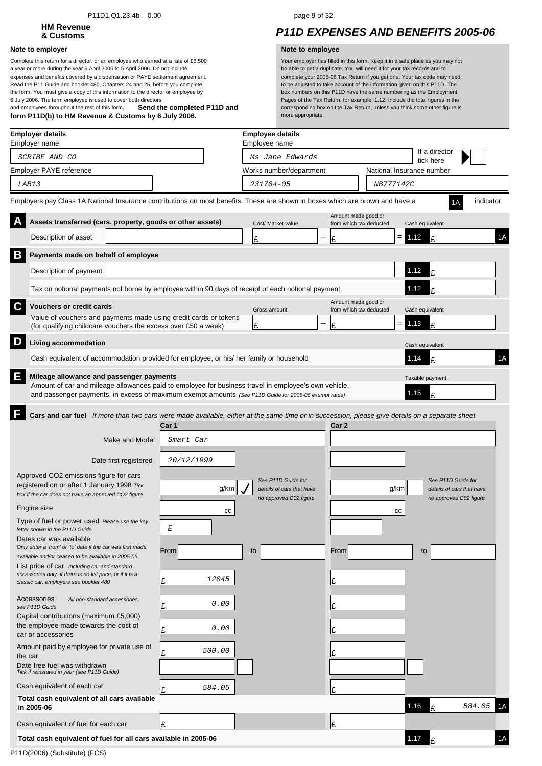**HM Revenue & Customs**

# P11D EXPENSES AND BENEFITS 2005-06

**Note to employer**

Complete this return for a director, or an employee who earned at a rate of £8,500 a year or more during the year 6 April 2005 to 5 April 2006. Do not include expenses and benefits covered by a dispensation or PAYE settlement agreement. Read the P11 Guide and booklet 480, Chapters 24 and 25, before you complete the form. You must give a copy of this information to the director or employee by 6 July 2006. The term employee is used to cover both directors and employees throughout the rest of this form. **Send the completed P11D and form P11D(b) to HM Revenue & Customs by 6 July 2006.**

**Note to employee**

Your employer has filled in this form. Keep it in a safe place as you may not be able to get a duplicate. You will need it for your tax records and to complete your 2005-06 Tax Return if you get one. Your tax code may need to be adjusted to take account of the information given on this P11D. The box numbers on this P11D have the same numbering as the Employment Pages of the Tax Return, for example, 1.12. Include the total figures in the corresponding box on the Tax Return, unless you think some other figure is more appropriate.

**Employer details**

Employer name: SCRIBE AND CO

Employer PAYE reference: LAB13

**Employee details**

Employee name: Ms Jane Edwards

If a director tick here: ☐

Works number/department: 231704-05

National Insurance number: NB777142C

Employers pay Class 1A National Insurance contributions on most benefits. These are shown in boxes which are brown and have a 1A indicator

## A Assets transferred (cars, property, goods or other assets)

| Description of asset | Cost/ Market value | | Amount made good or from which tax deducted | | Cash equivalent |
|---|---|---|---|---|---|
| | £ | − | £ | = | 1.12 £ (1A) |

## B Payments made on behalf of employee

Description of payment: — 1.12 £

Tax on notional payments not borne by employee within 90 days of receipt of each notional payment — 1.12 £

## C Vouchers or credit cards

| | Gross amount | | Amount made good or from which tax deducted | | Cash equivalent |
|---|---|---|---|---|---|
| Value of vouchers and payments made using credit cards or tokens (for qualifying childcare vouchers the excess over £50 a week) | £ | − | £ | = | 1.13 £ |

## D Living accommodation

Cash equivalent of accommodation provided for employee, or his/ her family or household — Cash equivalent 1.14 £ (1A)

## E Mileage allowance and passenger payments

Amount of car and mileage allowances paid to employee for business travel in employee's own vehicle, and passenger payments, in excess of maximum exempt amounts *(See P11D Guide for 2005-06 exempt rates)* — Taxable payment 1.15 £

## F Cars and car fuel

*If more than two cars were made available, either at the same time or in succession, please give details on a separate sheet*

| | Car 1 | Car 2 |
|---|---|---|
| Make and Model | Smart Car | |
| Date first registered | 20/12/1999 | |
| Approved CO2 emissions figure for cars registered on or after 1 January 1998 *Tick box if the car does not have an approved CO2 figure* | g/km ✓ *See P11D Guide for details of cars that have no approved C02 figure* | g/km ☐ *See P11D Guide for details of cars that have no approved C02 figure* |
| Engine size | cc | cc |
| Type of fuel or power used *Please use the key letter shown in the P11D Guide* | E | |
| Dates car was available *Only enter a 'from' or 'to' date if the car was first made available and/or ceased to be available in 2005-06* | From ___ to ___ | From ___ to ___ |
| List price of car *Including car and standard accessories only: if there is no list price, or if it is a classic car, employers see booklet 480* | £ 12045 | £ |
| Accessories *All non-standard accessories, see P11D Guide* | £ 0.00 | £ |
| Capital contributions (maximum £5,000) the employee made towards the cost of car or accessories | £ 0.00 | £ |
| Amount paid by employee for private use of the car | £ 500.00 | £ |
| Date free fuel was withdrawn *Tick if reinstated in year (see P11D Guide)* | ☐ | ☐ |
| Cash equivalent of each car | £ 584.05 | £ |

**Total cash equivalent of all cars available in 2005-06** — 1.16 £ 584.05 (1A)

| | Car 1 | Car 2 |
|---|---|---|
| Cash equivalent of fuel for each car | £ | £ |

**Total cash equivalent of fuel for all cars available in 2005-06** — 1.17 £ (1A)

P11D(2006) (Substitute) (FCS)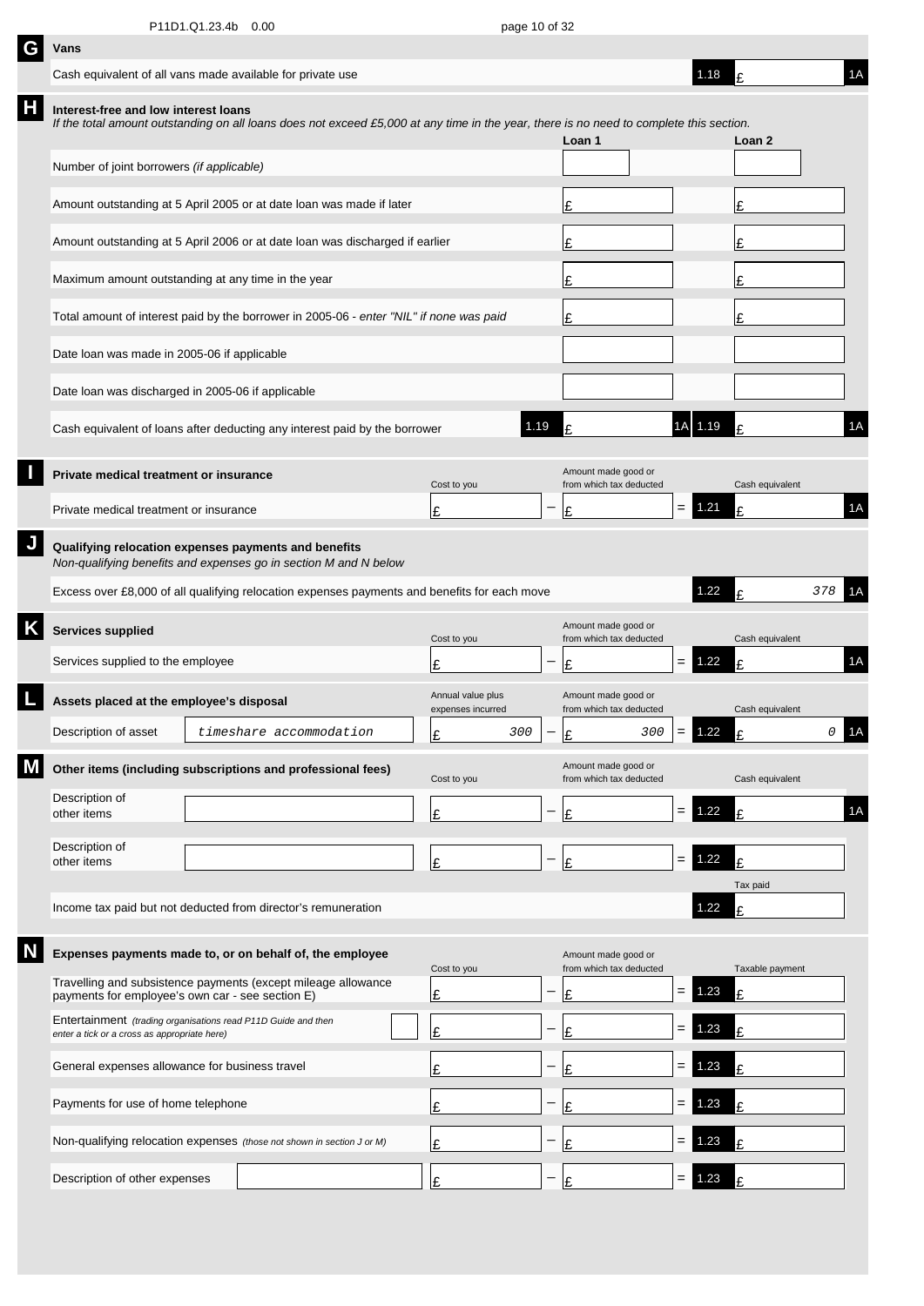## G Vans

| | | | |
|---|---|---|---|
| Cash equivalent of all vans made available for private use | 1.18 | £ | 1A |

## H Interest-free and low interest loans

*If the total amount outstanding on all loans does not exceed £5,000 at any time in the year, there is no need to complete this section.*

| | Loan 1 | | Loan 2 | |
|---|---|---|---|---|
| Number of joint borrowers *(if applicable)* | | | | |
| Amount outstanding at 5 April 2005 or at date loan was made if later | £ | | £ | |
| Amount outstanding at 5 April 2006 or at date loan was discharged if earlier | £ | | £ | |
| Maximum amount outstanding at any time in the year | £ | | £ | |
| Total amount of interest paid by the borrower in 2005-06 - *enter "NIL" if none was paid* | £ | | £ | |
| Date loan was made in 2005-06 if applicable | | | | |
| Date loan was discharged in 2005-06 if applicable | | | | |
| Cash equivalent of loans after deducting any interest paid by the borrower | 1.19 £ | 1A | 1.19 £ | 1A |

## I Private medical treatment or insurance

| | Cost to you | | Amount made good or from which tax deducted | | | Cash equivalent | |
|---|---|---|---|---|---|---|---|
| Private medical treatment or insurance | £ | − | £ | = | 1.21 | £ | 1A |

## J Qualifying relocation expenses payments and benefits

*Non-qualifying benefits and expenses go in section M and N below*

| | | | |
|---|---|---|---|
| Excess over £8,000 of all qualifying relocation expenses payments and benefits for each move | 1.22 | £ 378 | 1A |

## K Services supplied

| | Cost to you | | Amount made good or from which tax deducted | | | Cash equivalent | |
|---|---|---|---|---|---|---|---|
| Services supplied to the employee | £ | − | £ | = | 1.22 | £ | 1A |

## L Assets placed at the employee's disposal

| Description of asset | | Annual value plus expenses incurred | | Amount made good or from which tax deducted | | | Cash equivalent | |
|---|---|---|---|---|---|---|---|---|
| Description of asset | *timeshare accommodation* | £ 300 | − | £ 300 | = | 1.22 | £ 0 | 1A |

## M Other items (including subscriptions and professional fees)

| | | Cost to you | | Amount made good or from which tax deducted | | | Cash equivalent | |
|---|---|---|---|---|---|---|---|---|
| Description of other items | | £ | − | £ | = | 1.22 | £ | 1A |
| Description of other items | | £ | − | £ | = | 1.22 | £ | |

| | | Tax paid |
|---|---|---|
| Income tax paid but not deducted from director's remuneration | 1.22 | £ |

## N Expenses payments made to, or on behalf of, the employee

| | | Cost to you | | Amount made good or from which tax deducted | | | Taxable payment |
|---|---|---|---|---|---|---|---|
| Travelling and subsistence payments (except mileage allowance payments for employee's own car - see section E) | | £ | − | £ | = | 1.23 | £ |
| Entertainment *(trading organisations read P11D Guide and then enter a tick or a cross as appropriate here)* | | £ | − | £ | = | 1.23 | £ |
| General expenses allowance for business travel | | £ | − | £ | = | 1.23 | £ |
| Payments for use of home telephone | | £ | − | £ | = | 1.23 | £ |
| Non-qualifying relocation expenses *(those not shown in section J or M)* | | £ | − | £ | = | 1.23 | £ |
| Description of other expenses | | £ | − | £ | = | 1.23 | £ |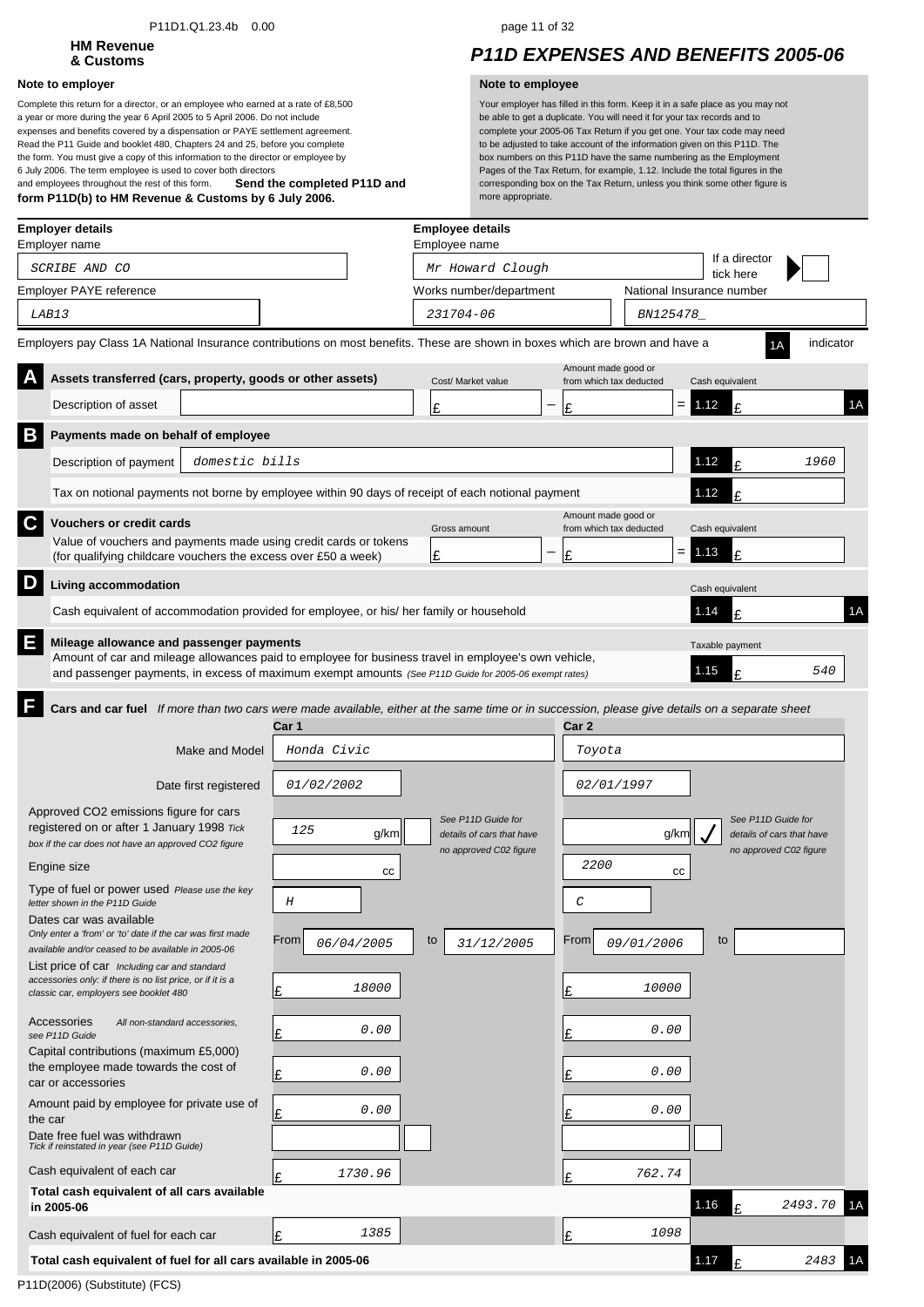P11D1.Q1.23.4b 0.00

**HM Revenue & Customs**

# P11D EXPENSES AND BENEFITS 2005-06

**Note to employer**

Complete this return for a director, or an employee who earned at a rate of £8,500 a year or more during the year 6 April 2005 to 5 April 2006. Do not include expenses and benefits covered by a dispensation or PAYE settlement agreement. Read the P11 Guide and booklet 480, Chapters 24 and 25, before you complete the form. You must give a copy of this information to the director or employee by 6 July 2006. The term employee is used to cover both directors and employees throughout the rest of this form. **Send the completed P11D and form P11D(b) to HM Revenue & Customs by 6 July 2006.**

**Note to employee**

Your employer has filled in this form. Keep it in a safe place as you may not be able to get a duplicate. You will need it for your tax records and to complete your 2005-06 Tax Return if you get one. Your tax code may need to be adjusted to take account of the information given on this P11D. The box numbers on this P11D have the same numbering as the Employment Pages of the Tax Return, for example, 1.12. Include the total figures in the corresponding box on the Tax Return, unless you think some other figure is more appropriate.

**Employer details**

Employer name: SCRIBE AND CO

Employer PAYE reference: LAB13

**Employee details**

Employee name: Mr Howard Clough

If a director tick here: 

Works number/department: 231704-06

National Insurance number: BN125478_

Employers pay Class 1A National Insurance contributions on most benefits. These are shown in boxes which are brown and have a 1A indicator

## A Assets transferred (cars, property, goods or other assets)

| Description of asset | Cost/ Market value | | Amount made good or from which tax deducted | | Cash equivalent |
|---|---|---|---|---|---|
| | £ | − | £ | = | 1.12 £ (1A) |

## B Payments made on behalf of employee

| | | |
|---|---|---|
| Description of payment: domestic bills | 1.12 | £ 1960 |
| Tax on notional payments not borne by employee within 90 days of receipt of each notional payment | 1.12 | £ |

## C Vouchers or credit cards

| | Gross amount | | Amount made good or from which tax deducted | | Cash equivalent |
|---|---|---|---|---|---|
| Value of vouchers and payments made using credit cards or tokens (for qualifying childcare vouchers the excess over £50 a week) | £ | − | £ | = | 1.13 £ |

## D Living accommodation

| | | Cash equivalent |
|---|---|---|
| Cash equivalent of accommodation provided for employee, or his/ her family or household | 1.14 | £ (1A) |

## E Mileage allowance and passenger payments

| | | Taxable payment |
|---|---|---|
| Amount of car and mileage allowances paid to employee for business travel in employee's own vehicle, and passenger payments, in excess of maximum exempt amounts *(See P11D Guide for 2005-06 exempt rates)* | 1.15 | £ 540 |

## F Cars and car fuel

*If more than two cars were made available, either at the same time or in succession, please give details on a separate sheet*

| | Car 1 | Car 2 |
|---|---|---|
| Make and Model | Honda Civic | Toyota |
| Date first registered | 01/02/2002 | 02/01/1997 |
| Approved CO2 emissions figure for cars registered on or after 1 January 1998 *Tick box if the car does not have an approved CO2 figure* (See P11D Guide for details of cars that have no approved C02 figure) | 125 g/km | g/km ✓ |
| Engine size | cc | 2200 cc |
| Type of fuel or power used *Please use the key letter shown in the P11D Guide* | H | C |
| Dates car was available *Only enter a 'from' or 'to' date if the car was first made available and/or ceased to be available in 2005-06* | From 06/04/2005 to 31/12/2005 | From 09/01/2006 to |
| List price of car *Including car and standard accessories only: if there is no list price, or if it is a classic car, employers see booklet 480* | £ 18000 | £ 10000 |
| Accessories *All non-standard accessories, see P11D Guide* | £ 0.00 | £ 0.00 |
| Capital contributions (maximum £5,000) the employee made towards the cost of car or accessories | £ 0.00 | £ 0.00 |
| Amount paid by employee for private use of the car | £ 0.00 | £ 0.00 |
| Date free fuel was withdrawn *Tick if reinstated in year (See P11D Guide)* | | |
| Cash equivalent of each car | £ 1730.96 | £ 762.74 |
| **Total cash equivalent of all cars available in 2005-06** | | 1.16 £ 2493.70 (1A) |
| Cash equivalent of fuel for each car | £ 1385 | £ 1098 |
| **Total cash equivalent of fuel for all cars available in 2005-06** | | 1.17 £ 2483 (1A) |

P11D(2006) (Substitute) (FCS)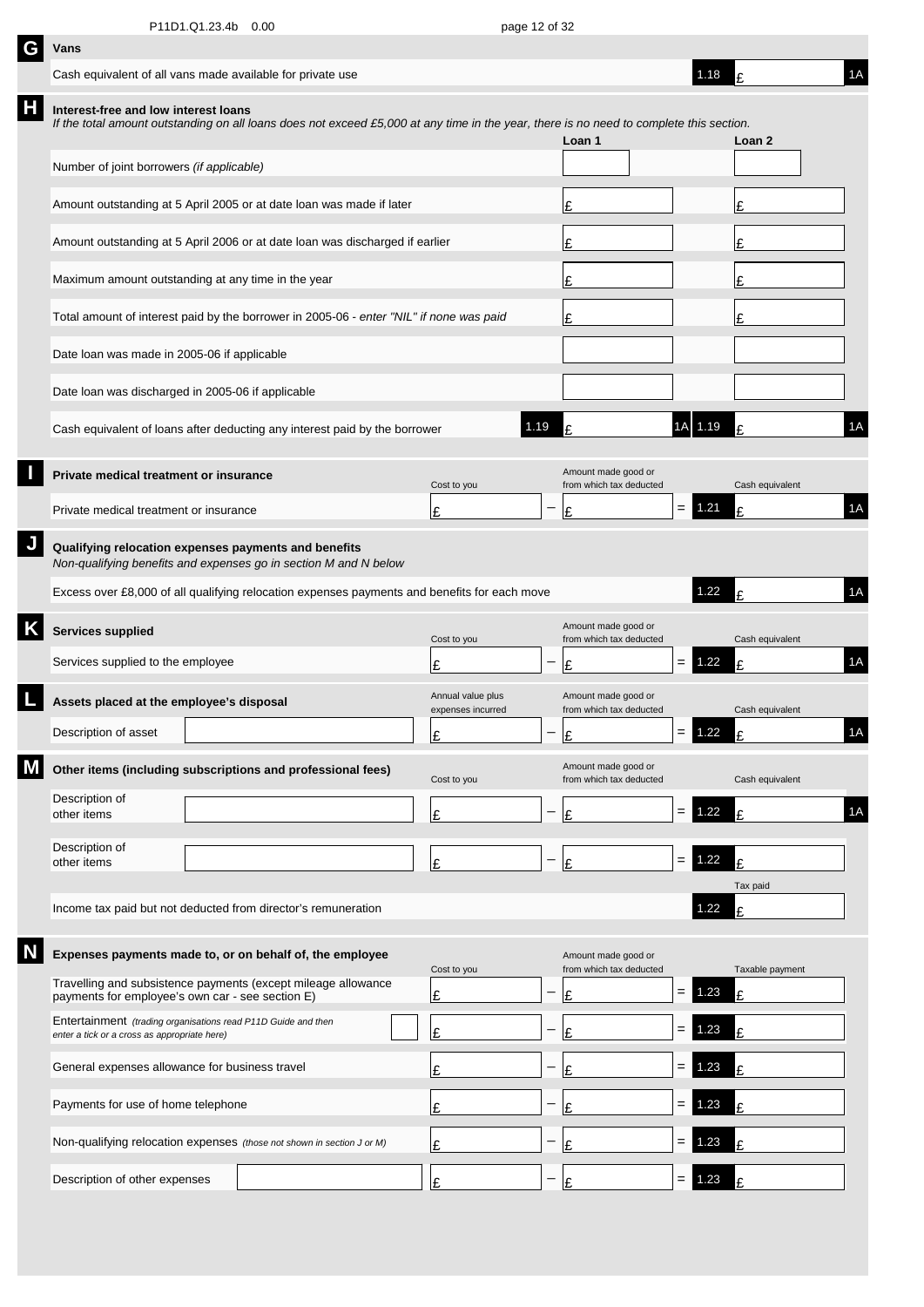## G Vans

| | | | |
|---|---|---|---|
| Cash equivalent of all vans made available for private use | 1.18 | £ | 1A |

## H Interest-free and low interest loans

*If the total amount outstanding on all loans does not exceed £5,000 at any time in the year, there is no need to complete this section.*

| | Loan 1 | Loan 2 |
|---|---|---|
| Number of joint borrowers *(if applicable)* | | |
| Amount outstanding at 5 April 2005 or at date loan was made if later | £ | £ |
| Amount outstanding at 5 April 2006 or at date loan was discharged if earlier | £ | £ |
| Maximum amount outstanding at any time in the year | £ | £ |
| Total amount of interest paid by the borrower in 2005-06 - *enter "NIL" if none was paid* | £ | £ |
| Date loan was made in 2005-06 if applicable | | |
| Date loan was discharged in 2005-06 if applicable | | |
| Cash equivalent of loans after deducting any interest paid by the borrower | 1.19 £ 1A | 1.19 £ 1A |

## I Private medical treatment or insurance

| | Cost to you | | Amount made good or from which tax deducted | | | Cash equivalent | |
|---|---|---|---|---|---|---|---|
| Private medical treatment or insurance | £ | – | £ | = | 1.21 | £ | 1A |

## J Qualifying relocation expenses payments and benefits

*Non-qualifying benefits and expenses go in section M and N below*

| | | | |
|---|---|---|---|
| Excess over £8,000 of all qualifying relocation expenses payments and benefits for each move | 1.22 | £ | 1A |

## K Services supplied

| | Cost to you | | Amount made good or from which tax deducted | | | Cash equivalent | |
|---|---|---|---|---|---|---|---|
| Services supplied to the employee | £ | – | £ | = | 1.22 | £ | 1A |

## L Assets placed at the employee's disposal

| | Annual value plus expenses incurred | | Amount made good or from which tax deducted | | | Cash equivalent | |
|---|---|---|---|---|---|---|---|
| Description of asset | £ | – | £ | = | 1.22 | £ | 1A |

## M Other items (including subscriptions and professional fees)

| | Cost to you | | Amount made good or from which tax deducted | | | Cash equivalent | |
|---|---|---|---|---|---|---|---|
| Description of other items | £ | – | £ | = | 1.22 | £ | 1A |
| Description of other items | £ | – | £ | = | 1.22 | £ | |
| | | | | | | Tax paid | |
| Income tax paid but not deducted from director's remuneration | | | | | 1.22 | £ | |

## N Expenses payments made to, or on behalf of, the employee

| | Cost to you | | Amount made good or from which tax deducted | | | Taxable payment |
|---|---|---|---|---|---|---|
| Travelling and subsistence payments (except mileage allowance payments for employee's own car - see section E) | £ | – | £ | = | 1.23 | £ |
| Entertainment *(trading organisations read P11D Guide and then enter a tick or a cross as appropriate here)* | £ | – | £ | = | 1.23 | £ |
| General expenses allowance for business travel | £ | – | £ | = | 1.23 | £ |
| Payments for use of home telephone | £ | – | £ | = | 1.23 | £ |
| Non-qualifying relocation expenses *(those not shown in section J or M)* | £ | – | £ | = | 1.23 | £ |
| Description of other expenses | £ | – | £ | = | 1.23 | £ |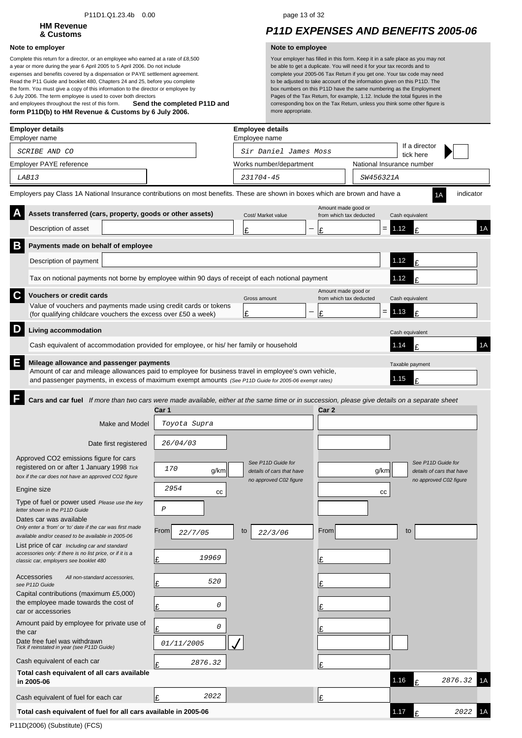P11D1.Q1.23.4b 0.00

**HM Revenue & Customs**

# P11D EXPENSES AND BENEFITS 2005-06

**Note to employer**

Complete this return for a director, or an employee who earned at a rate of £8,500 a year or more during the year 6 April 2005 to 5 April 2006. Do not include expenses and benefits covered by a dispensation or PAYE settlement agreement. Read the P11 Guide and booklet 480, Chapters 24 and 25, before you complete the form. You must give a copy of this information to the director or employee by 6 July 2006. The term employee is used to cover both directors and employees throughout the rest of this form. **Send the completed P11D and form P11D(b) to HM Revenue & Customs by 6 July 2006.**

**Note to employee**

Your employer has filled in this form. Keep it in a safe place as you may not be able to get a duplicate. You will need it for your tax records and to complete your 2005-06 Tax Return if you get one. Your tax code may need to be adjusted to take account of the information given on this P11D. The box numbers on this P11D have the same numbering as the Employment Pages of the Tax Return, for example, 1.12. Include the total figures in the corresponding box on the Tax Return, unless you think some other figure is more appropriate.

**Employer details**

Employer name: SCRIBE AND CO

Employer PAYE reference: LAB13

**Employee details**

Employee name: Sir Daniel James Moss

If a director tick here: 

Works number/department: 231704-45

National Insurance number: SW456321A

Employers pay Class 1A National Insurance contributions on most benefits. These are shown in boxes which are brown and have a 1A indicator

## A Assets transferred (cars, property, goods or other assets)

| Description of asset | Cost/ Market value | | Amount made good or from which tax deducted | | Cash equivalent | |
|---|---|---|---|---|---|---|
| | £ | − | £ | = | 1.12 £ | 1A |

## B Payments made on behalf of employee

Description of payment: 1.12 £

Tax on notional payments not borne by employee within 90 days of receipt of each notional payment: 1.12 £

## C Vouchers or credit cards

| | Gross amount | | Amount made good or from which tax deducted | | Cash equivalent |
|---|---|---|---|---|---|
| Value of vouchers and payments made using credit cards or tokens (for qualifying childcare vouchers the excess over £50 a week) | £ | − | £ | = | 1.13 £ |

## D Living accommodation

Cash equivalent of accommodation provided for employee, or his/ her family or household — Cash equivalent: 1.14 £ 1A

## E Mileage allowance and passenger payments

Amount of car and mileage allowances paid to employee for business travel in employee's own vehicle, and passenger payments, in excess of maximum exempt amounts *(See P11D Guide for 2005-06 exempt rates)* — Taxable payment: 1.15 £

## F Cars and car fuel

*If more than two cars were made available, either at the same time or in succession, please give details on a separate sheet*

| | Car 1 | | Car 2 | |
|---|---|---|---|---|
| Make and Model | Toyota Supra | | | |
| Date first registered | 26/04/03 | | | |
| Approved CO2 emissions figure for cars registered on or after 1 January 1998 *Tick box if the car does not have an approved CO2 figure* | 170 g/km | *See P11D Guide for details of cars that have no approved C02 figure* | g/km | *See P11D Guide for details of cars that have no approved C02 figure* |
| Engine size | 2954 cc | | cc | |
| Type of fuel or power used *Please use the key letter shown in the P11D Guide* | P | | | |
| Dates car was available *Only enter a 'from' or 'to' date if the car was first made available and/or ceased to be available in 2005-06* | From 22/7/05 | to 22/3/06 | From | to |
| List price of car *Including car and standard accessories only: if there is no list price, or if it is a classic car, employers see booklet 480* | £ 19969 | | £ | |
| Accessories *All non-standard accessories, see P11D Guide* | £ 520 | | £ | |
| Capital contributions (maximum £5,000) the employee made towards the cost of car or accessories | £ 0 | | £ | |
| Amount paid by employee for private use of the car | £ 0 | | £ | |
| Date free fuel was withdrawn *Tick if reinstated in year (see P11D Guide)* | 01/11/2005 | ✓ | | |
| Cash equivalent of each car | £ 2876.32 | | £ | |

**Total cash equivalent of all cars available in 2005-06**: 1.16 £ 2876.32 1A

Cash equivalent of fuel for each car: Car 1 £ 2022; Car 2 £

**Total cash equivalent of fuel for all cars available in 2005-06**: 1.17 £ 2022 1A

P11D(2006) (Substitute) (FCS)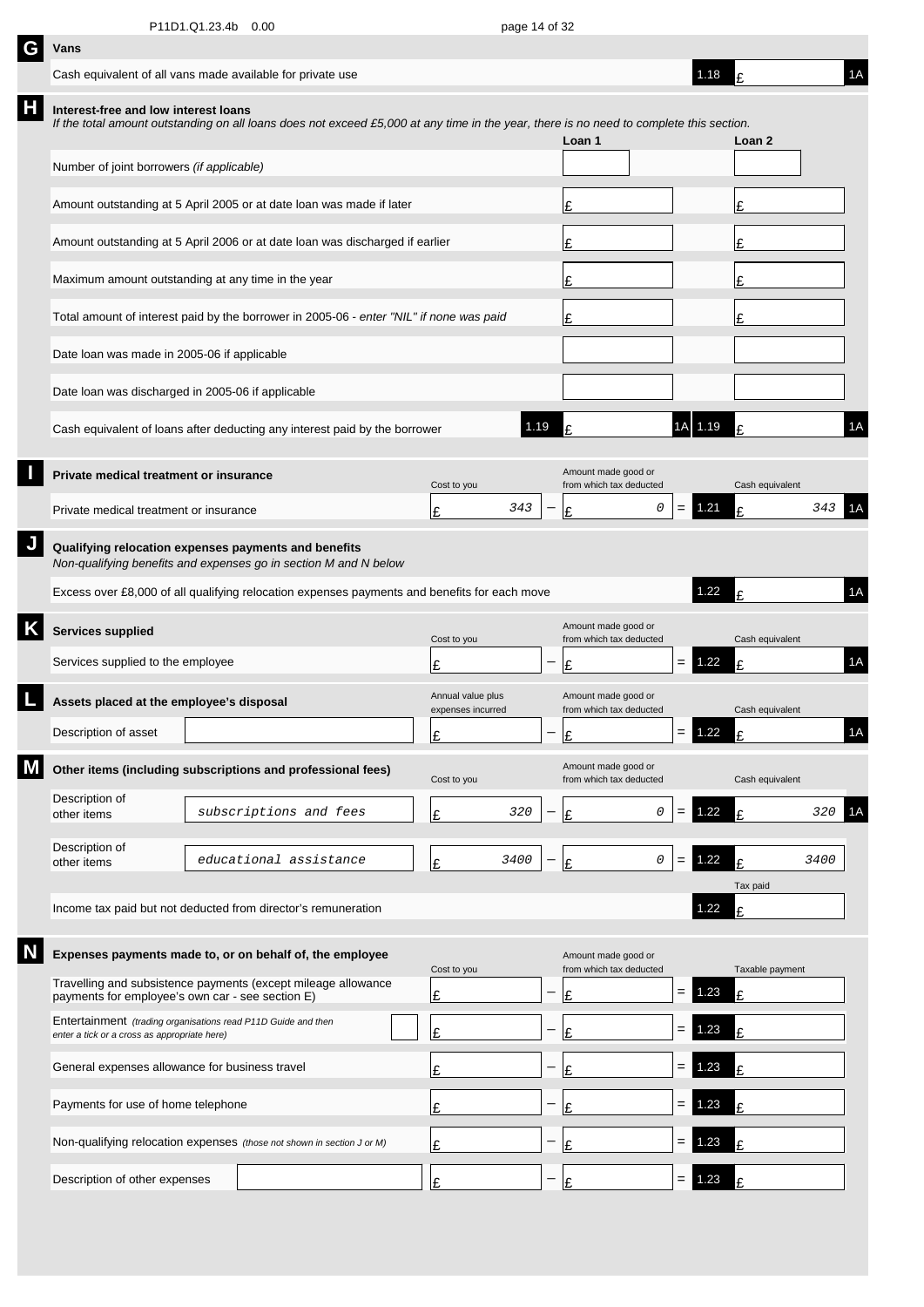P11D1.Q1.23.4b 0.00

## G Vans

| | | | |
|---|---|---|---|
| Cash equivalent of all vans made available for private use | 1.18 | £ | 1A |

## H Interest-free and low interest loans

*If the total amount outstanding on all loans does not exceed £5,000 at any time in the year, there is no need to complete this section.*

| | | Loan 1 | | | Loan 2 | |
|---|---|---|---|---|---|---|
| Number of joint borrowers *(if applicable)* | | | | | | |
| Amount outstanding at 5 April 2005 or at date loan was made if later | | £ | | | £ | |
| Amount outstanding at 5 April 2006 or at date loan was discharged if earlier | | £ | | | £ | |
| Maximum amount outstanding at any time in the year | | £ | | | £ | |
| Total amount of interest paid by the borrower in 2005-06 - *enter "NIL" if none was paid* | | £ | | | £ | |
| Date loan was made in 2005-06 if applicable | | | | | | |
| Date loan was discharged in 2005-06 if applicable | | | | | | |
| Cash equivalent of loans after deducting any interest paid by the borrower | 1.19 | £ | 1A | 1.19 | £ | 1A |

## I Private medical treatment or insurance

| | Cost to you | | Amount made good or from which tax deducted | | | Cash equivalent | |
|---|---|---|---|---|---|---|---|
| Private medical treatment or insurance | £ 343 | − | £ 0 | = | 1.21 | £ 343 | 1A |

## J Qualifying relocation expenses payments and benefits

*Non-qualifying benefits and expenses go in section M and N below*

| | | | |
|---|---|---|---|
| Excess over £8,000 of all qualifying relocation expenses payments and benefits for each move | 1.22 | £ | 1A |

## K Services supplied

| | Cost to you | | Amount made good or from which tax deducted | | | Cash equivalent | |
|---|---|---|---|---|---|---|---|
| Services supplied to the employee | £ | − | £ | = | 1.22 | £ | 1A |

## L Assets placed at the employee's disposal

| | | Annual value plus expenses incurred | | Amount made good or from which tax deducted | | | Cash equivalent | |
|---|---|---|---|---|---|---|---|---|
| Description of asset | | £ | − | £ | = | 1.22 | £ | 1A |

## M Other items (including subscriptions and professional fees)

| | | Cost to you | | Amount made good or from which tax deducted | | | Cash equivalent | |
|---|---|---|---|---|---|---|---|---|
| Description of other items | subscriptions and fees | £ 320 | − | £ 0 | = | 1.22 | £ 320 | 1A |
| Description of other items | educational assistance | £ 3400 | − | £ 0 | = | 1.22 | £ 3400 | |

| | | Tax paid |
|---|---|---|
| Income tax paid but not deducted from director's remuneration | 1.22 | £ |

## N Expenses payments made to, or on behalf of, the employee

| | | Cost to you | | Amount made good or from which tax deducted | | | Taxable payment |
|---|---|---|---|---|---|---|---|
| Travelling and subsistence payments (except mileage allowance payments for employee's own car - see section E) | | £ | − | £ | = | 1.23 | £ |
| Entertainment *(trading organisations read P11D Guide and then enter a tick or a cross as appropriate here)* | | £ | − | £ | = | 1.23 | £ |
| General expenses allowance for business travel | | £ | − | £ | = | 1.23 | £ |
| Payments for use of home telephone | | £ | − | £ | = | 1.23 | £ |
| Non-qualifying relocation expenses *(those not shown in section J or M)* | | £ | − | £ | = | 1.23 | £ |
| Description of other expenses | | £ | − | £ | = | 1.23 | £ |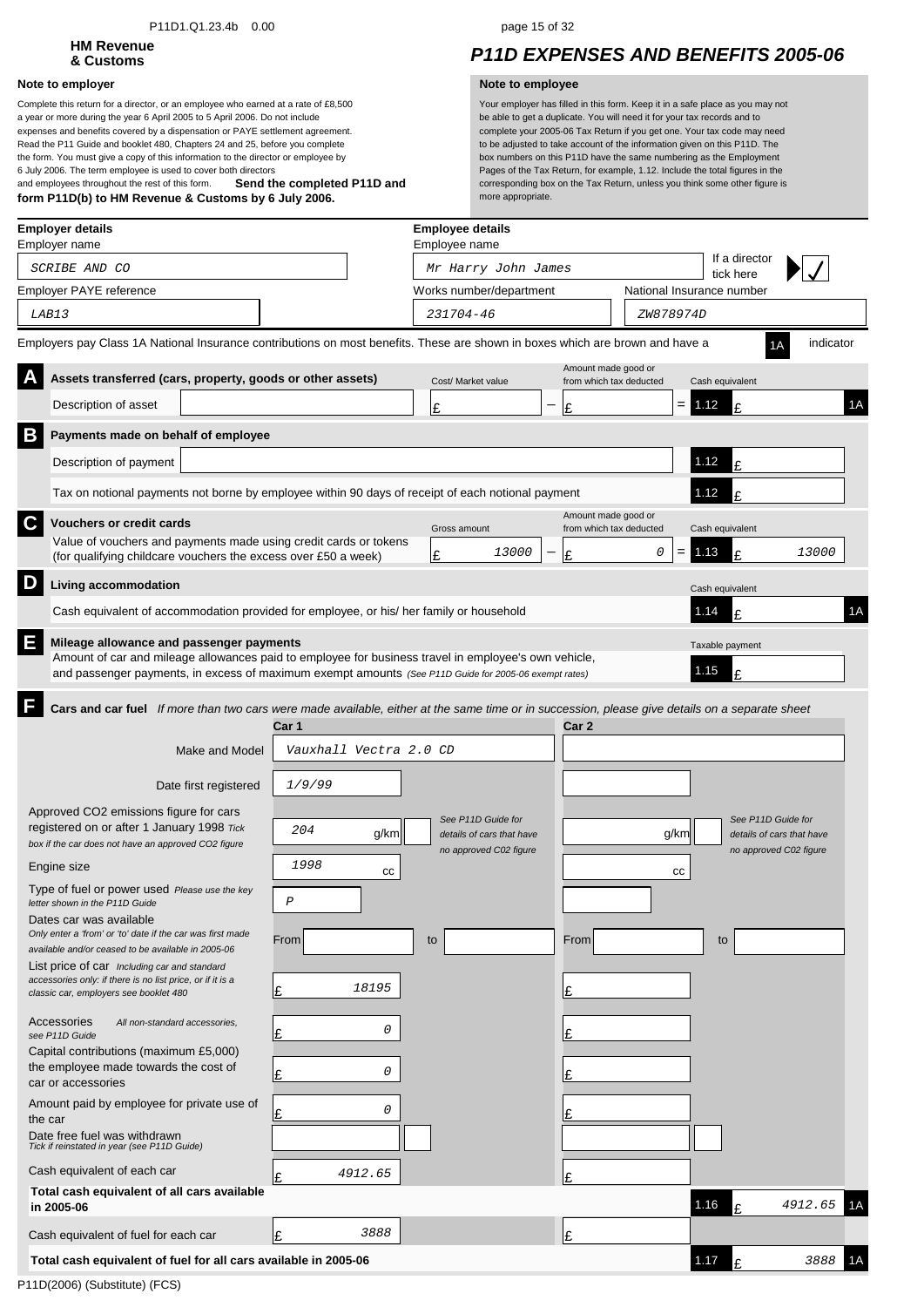P11D1.Q1.23.4b 0.00

**HM Revenue & Customs**

# P11D EXPENSES AND BENEFITS 2005-06

**Note to employer**

Complete this return for a director, or an employee who earned at a rate of £8,500 a year or more during the year 6 April 2005 to 5 April 2006. Do not include expenses and benefits covered by a dispensation or PAYE settlement agreement. Read the P11 Guide and booklet 480, Chapters 24 and 25, before you complete the form. You must give a copy of this information to the director or employee by 6 July 2006. The term employee is used to cover both directors and employees throughout the rest of this form. **Send the completed P11D and form P11D(b) to HM Revenue & Customs by 6 July 2006.**

**Note to employee**

Your employer has filled in this form. Keep it in a safe place as you may not be able to get a duplicate. You will need it for your tax records and to complete your 2005-06 Tax Return if you get one. Your tax code may need to be adjusted to take account of the information given on this P11D. The box numbers on this P11D have the same numbering as the Employment Pages of the Tax Return, for example, 1.12. Include the total figures in the corresponding box on the Tax Return, unless you think some other figure is more appropriate.

**Employer details**

Employer name: SCRIBE AND CO

Employer PAYE reference: LAB13

**Employee details**

Employee name: Mr Harry John James

If a director tick here: ✓

Works number/department: 231704-46

National Insurance number: ZW878974D

Employers pay Class 1A National Insurance contributions on most benefits. These are shown in boxes which are brown and have a 1A indicator

## A Assets transferred (cars, property, goods or other assets)

| | Cost/ Market value | | Amount made good or from which tax deducted | | | Cash equivalent | |
|---|---|---|---|---|---|---|---|
| Description of asset | £ | − | £ | = | 1.12 | £ | 1A |

## B Payments made on behalf of employee

| | | |
|---|---|---|
| Description of payment | 1.12 | £ |
| Tax on notional payments not borne by employee within 90 days of receipt of each notional payment | 1.12 | £ |

## C Vouchers or credit cards

| | Gross amount | | Amount made good or from which tax deducted | | | Cash equivalent |
|---|---|---|---|---|---|---|
| Value of vouchers and payments made using credit cards or tokens (for qualifying childcare vouchers the excess over £50 a week) | £ 13000 | − | £ 0 | = | 1.13 | £ 13000 |

## D Living accommodation

| | | Cash equivalent | |
|---|---|---|---|
| Cash equivalent of accommodation provided for employee, or his/ her family or household | 1.14 | £ | 1A |

## E Mileage allowance and passenger payments

| | | Taxable payment |
|---|---|---|
| Amount of car and mileage allowances paid to employee for business travel in employee's own vehicle, and passenger payments, in excess of maximum exempt amounts *(See P11D Guide for 2005-06 exempt rates)* | 1.15 | £ |

## F Cars and car fuel

*If more than two cars were made available, either at the same time or in succession, please give details on a separate sheet*

| | Car 1 | Car 2 |
|---|---|---|
| Make and Model | Vauxhall Vectra 2.0 CD | |
| Date first registered | 1/9/99 | |
| Approved CO2 emissions figure for cars registered on or after 1 January 1998 *Tick box if the car does not have an approved CO2 figure* | 204 g/km *(See P11D Guide for details of cars that have no approved C02 figure)* | g/km *(See P11D Guide for details of cars that have no approved C02 figure)* |
| Engine size | 1998 cc | cc |
| Type of fuel or power used *Please use the key letter shown in the P11D Guide* | P | |
| Dates car was available *Only enter a 'from' or 'to' date if the car was first made available and/or ceased to be available in 2005-06* | From to | From to |
| List price of car *Including car and standard accessories only: if there is no list price, or if it is a classic car, employers see booklet 480* | £ 18195 | £ |
| Accessories *All non-standard accessories, see P11D Guide* | £ 0 | £ |
| Capital contributions (maximum £5,000) the employee made towards the cost of car or accessories | £ 0 | £ |
| Amount paid by employee for private use of the car | £ 0 | £ |
| Date free fuel was withdrawn *Tick if reinstated in year (see P11D Guide)* | | |
| Cash equivalent of each car | £ 4912.65 | £ |
| **Total cash equivalent of all cars available in 2005-06** | 1.16 £ 4912.65 1A | |
| Cash equivalent of fuel for each car | £ 3888 | £ |
| **Total cash equivalent of fuel for all cars available in 2005-06** | 1.17 £ 3888 1A | |

P11D(2006) (Substitute) (FCS)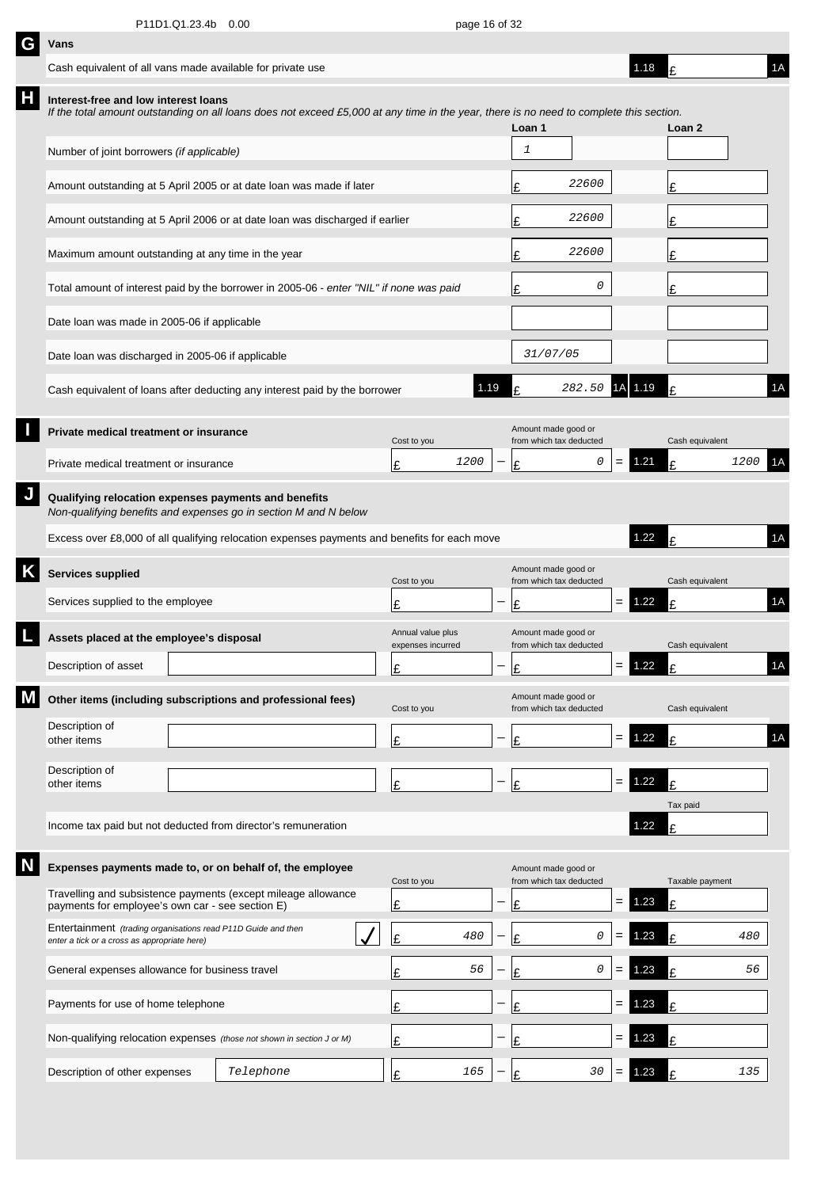P11D1.Q1.23.4b 0.00

## G Vans

| | | | |
|---|---|---|---|
| Cash equivalent of all vans made available for private use | 1.18 | £ | 1A |

## H Interest-free and low interest loans

*If the total amount outstanding on all loans does not exceed £5,000 at any time in the year, there is no need to complete this section.*

| | | Loan 1 | | | Loan 2 | |
|---|---|---|---|---|---|---|
| Number of joint borrowers *(if applicable)* | | 1 | | | | |
| Amount outstanding at 5 April 2005 or at date loan was made if later | | £ 22600 | | | £ | |
| Amount outstanding at 5 April 2006 or at date loan was discharged if earlier | | £ 22600 | | | £ | |
| Maximum amount outstanding at any time in the year | | £ 22600 | | | £ | |
| Total amount of interest paid by the borrower in 2005-06 - *enter "NIL" if none was paid* | | £ 0 | | | £ | |
| Date loan was made in 2005-06 if applicable | | | | | | |
| Date loan was discharged in 2005-06 if applicable | | 31/07/05 | | | | |
| Cash equivalent of loans after deducting any interest paid by the borrower | 1.19 | £ 282.50 | 1A | 1.19 | £ | 1A |

## I Private medical treatment or insurance

| | Cost to you | | Amount made good or from which tax deducted | | | Cash equivalent | |
|---|---|---|---|---|---|---|---|
| Private medical treatment or insurance | £ 1200 | − | £ 0 | = | 1.21 | £ 1200 | 1A |

## J Qualifying relocation expenses payments and benefits

*Non-qualifying benefits and expenses go in section M and N below*

| | | | |
|---|---|---|---|
| Excess over £8,000 of all qualifying relocation expenses payments and benefits for each move | 1.22 | £ | 1A |

## K Services supplied

| | Cost to you | | Amount made good or from which tax deducted | | | Cash equivalent | |
|---|---|---|---|---|---|---|---|
| Services supplied to the employee | £ | − | £ | = | 1.22 | £ | 1A |

## L Assets placed at the employee's disposal

| | | Annual value plus expenses incurred | | Amount made good or from which tax deducted | | | Cash equivalent | |
|---|---|---|---|---|---|---|---|---|
| Description of asset | | £ | − | £ | = | 1.22 | £ | 1A |

## M Other items (including subscriptions and professional fees)

| | | Cost to you | | Amount made good or from which tax deducted | | | Cash equivalent | |
|---|---|---|---|---|---|---|---|---|
| Description of other items | | £ | − | £ | = | 1.22 | £ | 1A |
| Description of other items | | £ | − | £ | = | 1.22 | £ | |

| | | Tax paid |
|---|---|---|
| Income tax paid but not deducted from director's remuneration | 1.22 | £ |

## N Expenses payments made to, or on behalf of, the employee

| | | Cost to you | | Amount made good or from which tax deducted | | | Taxable payment |
|---|---|---|---|---|---|---|---|
| Travelling and subsistence payments (except mileage allowance payments for employee's own car - see section E) | | £ | − | £ | = | 1.23 | £ |
| Entertainment *(trading organisations read P11D Guide and then enter a tick or a cross as appropriate here)* | ✓ | £ 480 | − | £ 0 | = | 1.23 | £ 480 |
| General expenses allowance for business travel | | £ 56 | − | £ 0 | = | 1.23 | £ 56 |
| Payments for use of home telephone | | £ | − | £ | = | 1.23 | £ |
| Non-qualifying relocation expenses *(those not shown in section J or M)* | | £ | − | £ | = | 1.23 | £ |
| Description of other expenses | Telephone | £ 165 | − | £ 30 | = | 1.23 | £ 135 |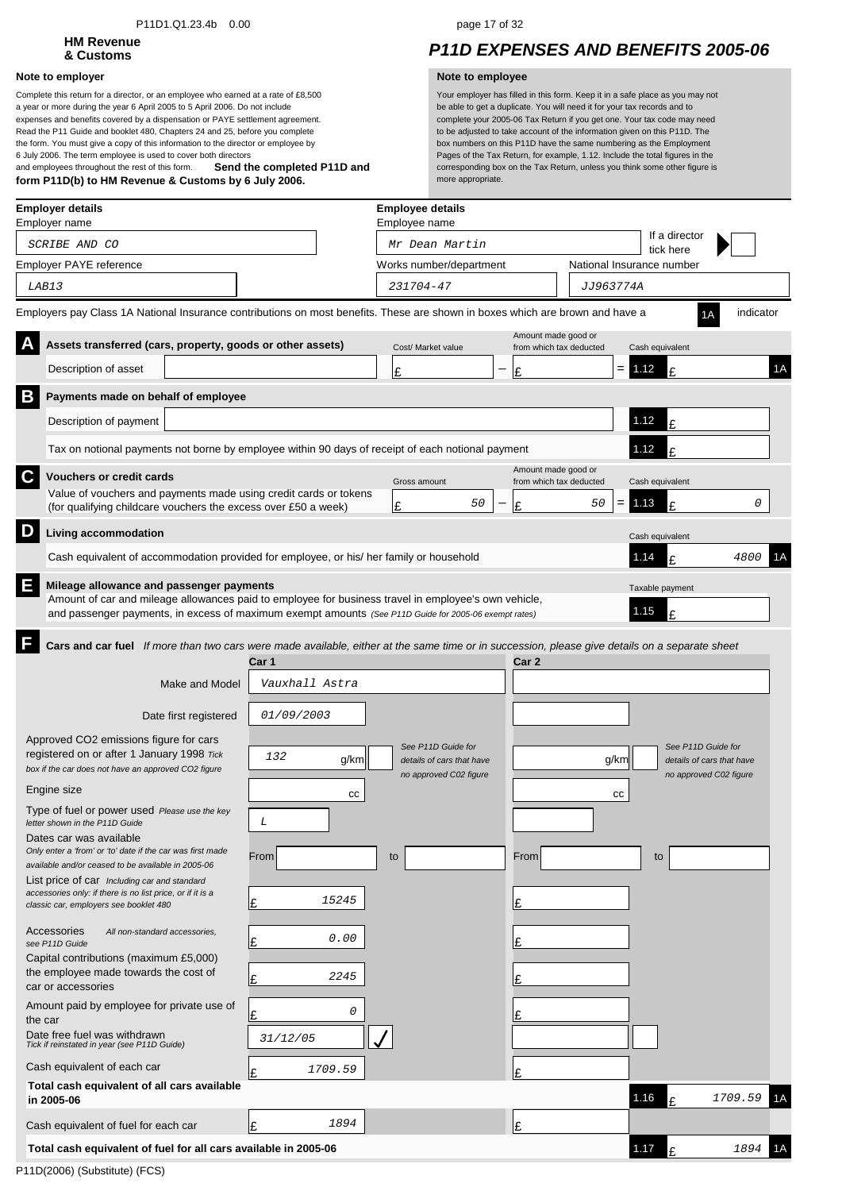P11D1.Q1.23.4b 0.00

**HM Revenue & Customs**

# P11D EXPENSES AND BENEFITS 2005-06

**Note to employer**

Complete this return for a director, or an employee who earned at a rate of £8,500 a year or more during the year 6 April 2005 to 5 April 2006. Do not include expenses and benefits covered by a dispensation or PAYE settlement agreement. Read the P11 Guide and booklet 480, Chapters 24 and 25, before you complete the form. You must give a copy of this information to the director or employee by 6 July 2006. The term employee is used to cover both directors and employees throughout the rest of this form. **Send the completed P11D and form P11D(b) to HM Revenue & Customs by 6 July 2006.**

**Note to employee**

Your employer has filled in this form. Keep it in a safe place as you may not be able to get a duplicate. You will need it for your tax records and to complete your 2005-06 Tax Return if you get one. Your tax code may need to be adjusted to take account of the information given on this P11D. The box numbers on this P11D have the same numbering as the Employment Pages of the Tax Return, for example, 1.12. Include the total figures in the corresponding box on the Tax Return, unless you think some other figure is more appropriate.

**Employer details**

Employer name: SCRIBE AND CO

Employer PAYE reference: LAB13

**Employee details**

Employee name: Mr Dean Martin

If a director tick here: [ ]

Works number/department: 231704-47

National Insurance number: JJ963774A

Employers pay Class 1A National Insurance contributions on most benefits. These are shown in boxes which are brown and have a 1A indicator

## A Assets transferred (cars, property, goods or other assets)

| Description of asset | Cost/ Market value | | Amount made good or from which tax deducted | | Cash equivalent | |
|---|---|---|---|---|---|---|
| | £ | − | £ | = | 1.12 £ | 1A |

## B Payments made on behalf of employee

| | | |
|---|---|---|
| Description of payment | 1.12 | £ |
| Tax on notional payments not borne by employee within 90 days of receipt of each notional payment | 1.12 | £ |

## C Vouchers or credit cards

| | Gross amount | | Amount made good or from which tax deducted | | Cash equivalent |
|---|---|---|---|---|---|
| Value of vouchers and payments made using credit cards or tokens (for qualifying childcare vouchers the excess over £50 a week) | £ 50 | − | £ 50 | = | 1.13 £ 0 |

## D Living accommodation

| | Cash equivalent | |
|---|---|---|
| Cash equivalent of accommodation provided for employee, or his/ her family or household | 1.14 £ 4800 | 1A |

## E Mileage allowance and passenger payments

| | Taxable payment |
|---|---|
| Amount of car and mileage allowances paid to employee for business travel in employee's own vehicle, and passenger payments, in excess of maximum exempt amounts *(See P11D Guide for 2005-06 exempt rates)* | 1.15 £ |

## F Cars and car fuel

*If more than two cars were made available, either at the same time or in succession, please give details on a separate sheet*

| | Car 1 | | Car 2 | |
|---|---|---|---|---|
| Make and Model | Vauxhall Astra | | | |
| Date first registered | 01/09/2003 | | | |
| Approved CO2 emissions figure for cars registered on or after 1 January 1998 *Tick box if the car does not have an approved CO2 figure* | 132 g/km [ ] | *See P11D Guide for details of cars that have no approved C02 figure* | g/km [ ] | *See P11D Guide for details of cars that have no approved C02 figure* |
| Engine size | cc | | cc | |
| Type of fuel or power used *Please use the key letter shown in the P11D Guide* | L | | | |
| Dates car was available *Only enter a 'from' or 'to' date if the car was first made available and/or ceased to be available in 2005-06* | From | to | From | to |
| List price of car *Including car and standard accessories only: if there is no list price, or if it is a classic car, employers see booklet 480* | £ 15245 | | £ | |
| Accessories *All non-standard accessories, see P11D Guide* | £ 0.00 | | £ | |
| Capital contributions (maximum £5,000) the employee made towards the cost of car or accessories | £ 2245 | | £ | |
| Amount paid by employee for private use of the car | £ 0 | | £ | |
| Date free fuel was withdrawn *Tick if reinstated in year (see P11D Guide)* | 31/12/05 | ✓ | | [ ] |
| Cash equivalent of each car | £ 1709.59 | | £ | |
| **Total cash equivalent of all cars available in 2005-06** | | | | 1.16 £ 1709.59 1A |
| Cash equivalent of fuel for each car | £ 1894 | | £ | |
| **Total cash equivalent of fuel for all cars available in 2005-06** | | | | 1.17 £ 1894 1A |

P11D(2006) (Substitute) (FCS)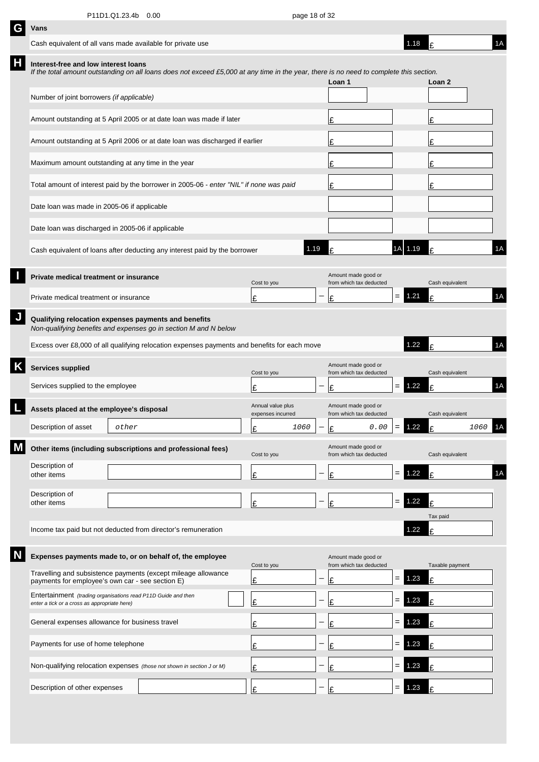P11D1.Q1.23.4b 0.00

## G Vans

| | | | |
|---|---|---|---|
| Cash equivalent of all vans made available for private use | 1.18 | £ | 1A |

## H Interest-free and low interest loans

*If the total amount outstanding on all loans does not exceed £5,000 at any time in the year, there is no need to complete this section.*

| | Loan 1 | Loan 2 |
|---|---|---|
| Number of joint borrowers *(if applicable)* | | |
| Amount outstanding at 5 April 2005 or at date loan was made if later | £ | £ |
| Amount outstanding at 5 April 2006 or at date loan was discharged if earlier | £ | £ |
| Maximum amount outstanding at any time in the year | £ | £ |
| Total amount of interest paid by the borrower in 2005-06 - *enter "NIL" if none was paid* | £ | £ |
| Date loan was made in 2005-06 if applicable | | |
| Date loan was discharged in 2005-06 if applicable | | |
| Cash equivalent of loans after deducting any interest paid by the borrower | 1.19 £ 1A | 1.19 £ 1A |

## I Private medical treatment or insurance

| | Cost to you | | Amount made good or from which tax deducted | | | Cash equivalent | |
|---|---|---|---|---|---|---|---|
| Private medical treatment or insurance | £ | − | £ | = | 1.21 | £ | 1A |

## J Qualifying relocation expenses payments and benefits

*Non-qualifying benefits and expenses go in section M and N below*

| | | | |
|---|---|---|---|
| Excess over £8,000 of all qualifying relocation expenses payments and benefits for each move | 1.22 | £ | 1A |

## K Services supplied

| | Cost to you | | Amount made good or from which tax deducted | | | Cash equivalent | |
|---|---|---|---|---|---|---|---|
| Services supplied to the employee | £ | − | £ | = | 1.22 | £ | 1A |

## L Assets placed at the employee's disposal

| | | Annual value plus expenses incurred | | Amount made good or from which tax deducted | | | Cash equivalent | |
|---|---|---|---|---|---|---|---|---|
| Description of asset | other | £ 1060 | − | £ 0.00 | = | 1.22 | £ 1060 | 1A |

## M Other items (including subscriptions and professional fees)

| | | Cost to you | | Amount made good or from which tax deducted | | | Cash equivalent | |
|---|---|---|---|---|---|---|---|---|
| Description of other items | | £ | − | £ | = | 1.22 | £ | 1A |
| Description of other items | | £ | − | £ | = | 1.22 | £ | |

| | | Tax paid |
|---|---|---|
| Income tax paid but not deducted from director's remuneration | 1.22 | £ |

## N Expenses payments made to, or on behalf of, the employee

| | Cost to you | | Amount made good or from which tax deducted | | | Taxable payment |
|---|---|---|---|---|---|---|
| Travelling and subsistence payments (except mileage allowance payments for employee's own car - see section E) | £ | − | £ | = | 1.23 | £ |
| Entertainment *(trading organisations read P11D Guide and then enter a tick or a cross as appropriate here)* | £ | − | £ | = | 1.23 | £ |
| General expenses allowance for business travel | £ | − | £ | = | 1.23 | £ |
| Payments for use of home telephone | £ | − | £ | = | 1.23 | £ |
| Non-qualifying relocation expenses *(those not shown in section J or M)* | £ | − | £ | = | 1.23 | £ |
| Description of other expenses | £ | − | £ | = | 1.23 | £ |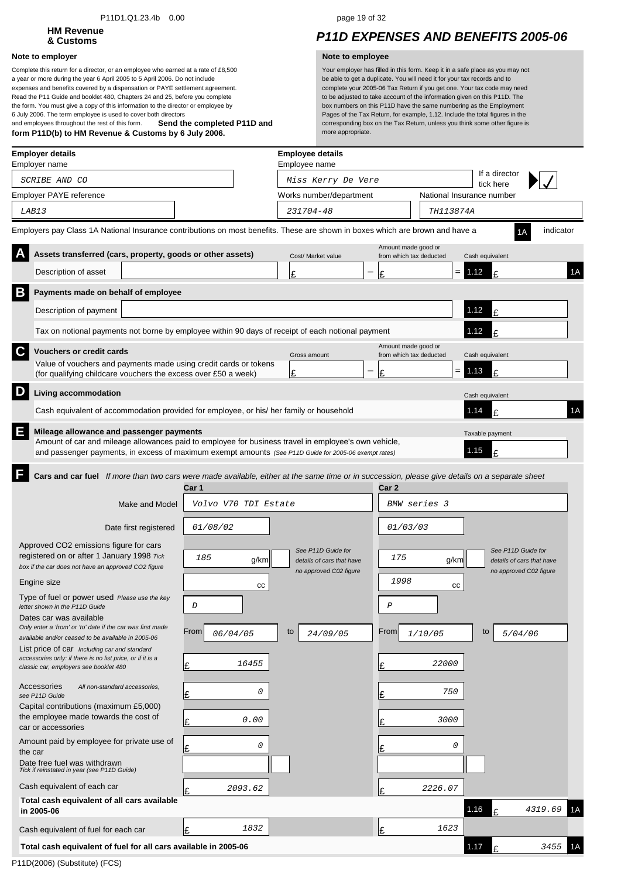P11D1.Q1.23.4b 0.00

**HM Revenue & Customs**

# P11D EXPENSES AND BENEFITS 2005-06

**Note to employer**

Complete this return for a director, or an employee who earned at a rate of £8,500 a year or more during the year 6 April 2005 to 5 April 2006. Do not include expenses and benefits covered by a dispensation or PAYE settlement agreement. Read the P11 Guide and booklet 480, Chapters 24 and 25, before you complete the form. You must give a copy of this information to the director or employee by 6 July 2006. The term employee is used to cover both directors and employees throughout the rest of this form. **Send the completed P11D and form P11D(b) to HM Revenue & Customs by 6 July 2006.**

**Note to employee**

Your employer has filled in this form. Keep it in a safe place as you may not be able to get a duplicate. You will need it for your tax records and to complete your 2005-06 Tax Return if you get one. Your tax code may need to be adjusted to take account of the information given on this P11D. The box numbers on this P11D have the same numbering as the Employment Pages of the Tax Return, for example, 1.12. Include the total figures in the corresponding box on the Tax Return, unless you think some other figure is more appropriate.

## Employer details

| Employer name | Employer PAYE reference |
|---|---|
| SCRIBE AND CO | LAB13 |

## Employee details

| Employee name | Works number/department | National Insurance number | If a director tick here |
|---|---|---|---|
| Miss Kerry De Vere | 231704-48 | TH113874A | ✓ |

Employers pay Class 1A National Insurance contributions on most benefits. These are shown in boxes which are brown and have a 1A indicator

## A Assets transferred (cars, property, goods or other assets)

| Description of asset | Cost/ Market value | – Amount made good or from which tax deducted | = Cash equivalent |
|---|---|---|---|
| | £ | £ | 1.12 £ (1A) |

## B Payments made on behalf of employee

| | |
|---|---|
| Description of payment | 1.12 £ |
| Tax on notional payments not borne by employee within 90 days of receipt of each notional payment | 1.12 £ |

## C Vouchers or credit cards

| | Gross amount | – Amount made good or from which tax deducted | = Cash equivalent |
|---|---|---|---|
| Value of vouchers and payments made using credit cards or tokens (for qualifying childcare vouchers the excess over £50 a week) | £ | £ | 1.13 £ |

## D Living accommodation

| | Cash equivalent |
|---|---|
| Cash equivalent of accommodation provided for employee, or his/ her family or household | 1.14 £ (1A) |

## E Mileage allowance and passenger payments

| | Taxable payment |
|---|---|
| Amount of car and mileage allowances paid to employee for business travel in employee's own vehicle, and passenger payments, in excess of maximum exempt amounts *(See P11D Guide for 2005-06 exempt rates)* | 1.15 £ |

## F Cars and car fuel

*If more than two cars were made available, either at the same time or in succession, please give details on a separate sheet*

| | Car 1 | Car 2 |
|---|---|---|
| Make and Model | Volvo V70 TDI Estate | BMW series 3 |
| Date first registered | 01/08/02 | 01/03/03 |
| Approved CO2 emissions figure for cars registered on or after 1 January 1998 *Tick box if the car does not have an approved CO2 figure* | 185 g/km *(See P11D Guide for details of cars that have no approved C02 figure)* | 175 g/km *(See P11D Guide for details of cars that have no approved C02 figure)* |
| Engine size | cc | 1998 cc |
| Type of fuel or power used *Please use the key letter shown in the P11D Guide* | D | P |
| Dates car was available *Only enter a 'from' or 'to' date if the car was first made available and/or ceased to be available in 2005-06* | From 06/04/05 to 24/09/05 | From 1/10/05 to 5/04/06 |
| List price of car *Including car and standard accessories only: if there is no list price, or if it is a classic car, employers see booklet 480* | £ 16455 | £ 22000 |
| Accessories *All non-standard accessories, see P11D Guide* | £ 0 | £ 750 |
| Capital contributions (maximum £5,000) the employee made towards the cost of car or accessories | £ 0.00 | £ 3000 |
| Amount paid by employee for private use of the car | £ 0 | £ 0 |
| Date free fuel was withdrawn *Tick if reinstated in year (see P11D Guide)* | | |
| Cash equivalent of each car | £ 2093.62 | £ 2226.07 |
| **Total cash equivalent of all cars available in 2005-06** | | 1.16 £ 4319.69 (1A) |
| Cash equivalent of fuel for each car | £ 1832 | £ 1623 |
| **Total cash equivalent of fuel for all cars available in 2005-06** | | 1.17 £ 3455 (1A) |

P11D(2006) (Substitute) (FCS)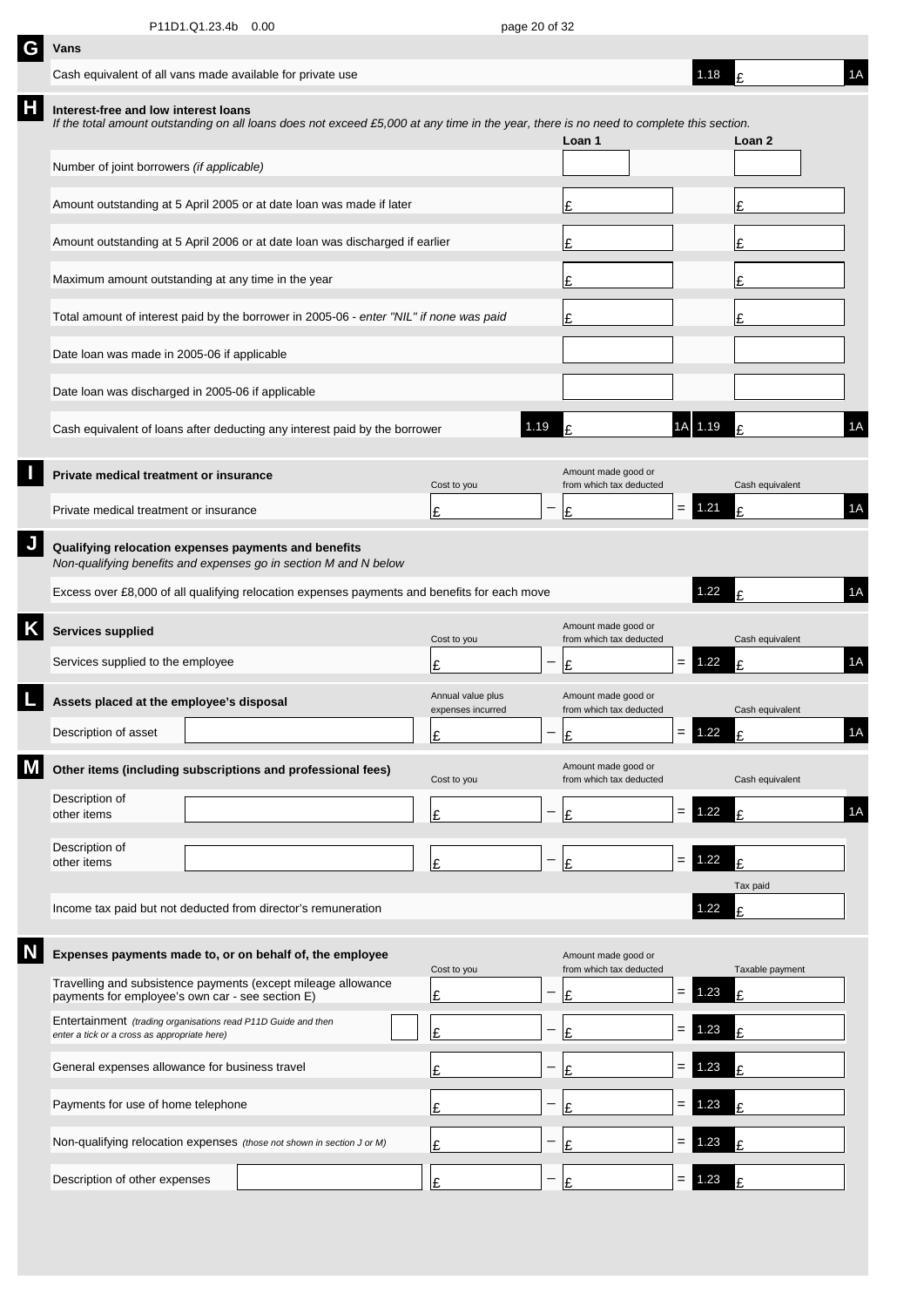P11D1.Q1.23.4b 0.00

## G Vans

| | | | |
|---|---|---|---|
| Cash equivalent of all vans made available for private use | 1.18 | £ | 1A |

## H Interest-free and low interest loans

*If the total amount outstanding on all loans does not exceed £5,000 at any time in the year, there is no need to complete this section.*

| | Loan 1 | | Loan 2 | |
|---|---|---|---|---|
| Number of joint borrowers *(if applicable)* | | | | |
| Amount outstanding at 5 April 2005 or at date loan was made if later | £ | | £ | |
| Amount outstanding at 5 April 2006 or at date loan was discharged if earlier | £ | | £ | |
| Maximum amount outstanding at any time in the year | £ | | £ | |
| Total amount of interest paid by the borrower in 2005-06 - *enter "NIL" if none was paid* | £ | | £ | |
| Date loan was made in 2005-06 if applicable | | | | |
| Date loan was discharged in 2005-06 if applicable | | | | |
| Cash equivalent of loans after deducting any interest paid by the borrower | 1.19 £ | 1A | 1.19 £ | 1A |

## I Private medical treatment or insurance

| | Cost to you | | Amount made good or from which tax deducted | | | Cash equivalent | |
|---|---|---|---|---|---|---|---|
| Private medical treatment or insurance | £ | − | £ | = | 1.21 | £ | 1A |

## J Qualifying relocation expenses payments and benefits

*Non-qualifying benefits and expenses go in section M and N below*

| | | | |
|---|---|---|---|
| Excess over £8,000 of all qualifying relocation expenses payments and benefits for each move | 1.22 | £ | 1A |

## K Services supplied

| | Cost to you | | Amount made good or from which tax deducted | | | Cash equivalent | |
|---|---|---|---|---|---|---|---|
| Services supplied to the employee | £ | − | £ | = | 1.22 | £ | 1A |

## L Assets placed at the employee's disposal

| | | Annual value plus expenses incurred | | Amount made good or from which tax deducted | | | Cash equivalent | |
|---|---|---|---|---|---|---|---|---|
| Description of asset | | £ | − | £ | = | 1.22 | £ | 1A |

## M Other items (including subscriptions and professional fees)

| | | Cost to you | | Amount made good or from which tax deducted | | | Cash equivalent | |
|---|---|---|---|---|---|---|---|---|
| Description of other items | | £ | − | £ | = | 1.22 | £ | 1A |
| Description of other items | | £ | − | £ | = | 1.22 | £ | |

| | | Tax paid |
|---|---|---|
| Income tax paid but not deducted from director's remuneration | 1.22 | £ |

## N Expenses payments made to, or on behalf of, the employee

| | | Cost to you | | Amount made good or from which tax deducted | | | Taxable payment |
|---|---|---|---|---|---|---|---|
| Travelling and subsistence payments (except mileage allowance payments for employee's own car - see section E) | | £ | − | £ | = | 1.23 | £ |
| Entertainment *(trading organisations read P11D Guide and then enter a tick or a cross as appropriate here)* | | £ | − | £ | = | 1.23 | £ |
| General expenses allowance for business travel | | £ | − | £ | = | 1.23 | £ |
| Payments for use of home telephone | | £ | − | £ | = | 1.23 | £ |
| Non-qualifying relocation expenses *(those not shown in section J or M)* | | £ | − | £ | = | 1.23 | £ |
| Description of other expenses | | £ | − | £ | = | 1.23 | £ |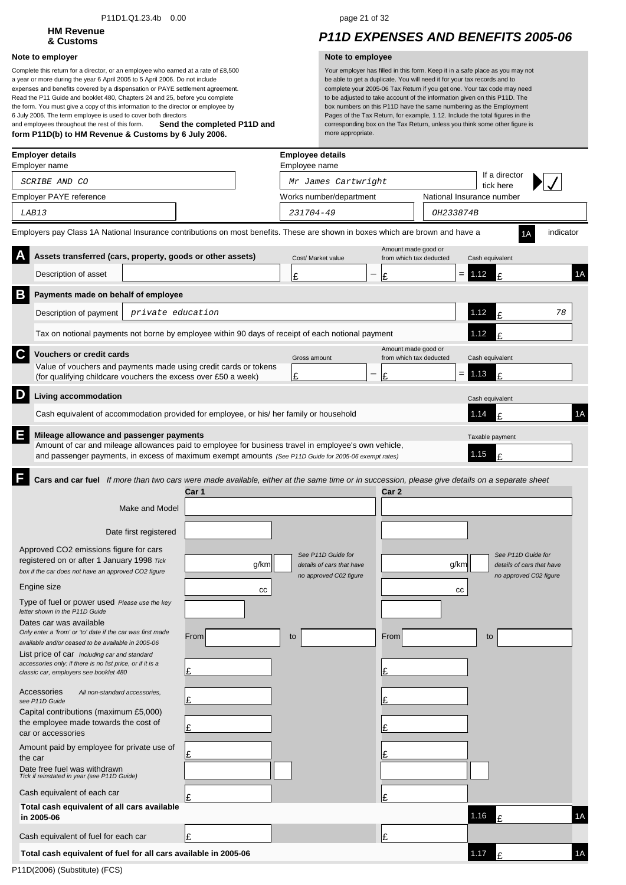P11D1.Q1.23.4b 0.00

**HM Revenue & Customs**

# P11D EXPENSES AND BENEFITS 2005-06

**Note to employer**

Complete this return for a director, or an employee who earned at a rate of £8,500 a year or more during the year 6 April 2005 to 5 April 2006. Do not include expenses and benefits covered by a dispensation or PAYE settlement agreement. Read the P11 Guide and booklet 480, Chapters 24 and 25, before you complete the form. You must give a copy of this information to the director or employee by 6 July 2006. The term employee is used to cover both directors and employees throughout the rest of this form. **Send the completed P11D and form P11D(b) to HM Revenue & Customs by 6 July 2006.**

**Note to employee**

Your employer has filled in this form. Keep it in a safe place as you may not be able to get a duplicate. You will need it for your tax records and to complete your 2005-06 Tax Return if you get one. Your tax code may need to be adjusted to take account of the information given on this P11D. The box numbers on this P11D have the same numbering as the Employment Pages of the Tax Return, for example, 1.12. Include the total figures in the corresponding box on the Tax Return, unless you think some other figure is more appropriate.

**Employer details**

Employer name: SCRIBE AND CO

Employer PAYE reference: LAB13

**Employee details**

Employee name: Mr James Cartwright

If a director tick here: ✓

Works number/department: 231704-49

National Insurance number: OH233874B

Employers pay Class 1A National Insurance contributions on most benefits. These are shown in boxes which are brown and have a 1A indicator

## A Assets transferred (cars, property, goods or other assets)

| Description of asset | Cost/ Market value | | Amount made good or from which tax deducted | | Cash equivalent | |
|---|---|---|---|---|---|---|
| | £ | − | £ | = | 1.12 £ | 1A |

## B Payments made on behalf of employee

| | | |
|---|---|---|
| Description of payment | private education | 1.12 £ 78 |
| Tax on notional payments not borne by employee within 90 days of receipt of each notional payment | | 1.12 £ |

## C Vouchers or credit cards

| | Gross amount | | Amount made good or from which tax deducted | | Cash equivalent |
|---|---|---|---|---|---|
| Value of vouchers and payments made using credit cards or tokens (for qualifying childcare vouchers the excess over £50 a week) | £ | − | £ | = | 1.13 £ |

## D Living accommodation

| | Cash equivalent | |
|---|---|---|
| Cash equivalent of accommodation provided for employee, or his/ her family or household | 1.14 £ | 1A |

## E Mileage allowance and passenger payments

| | Taxable payment |
|---|---|
| Amount of car and mileage allowances paid to employee for business travel in employee's own vehicle, and passenger payments, in excess of maximum exempt amounts *(See P11D Guide for 2005-06 exempt rates)* | 1.15 £ |

## F Cars and car fuel

*If more than two cars were made available, either at the same time or in succession, please give details on a separate sheet*

| | Car 1 | | Car 2 | |
|---|---|---|---|---|
| Make and Model | | | | |
| Date first registered | | | | |
| Approved CO2 emissions figure for cars registered on or after 1 January 1998 *Tick box if the car does not have an approved CO2 figure* | g/km | *See P11D Guide for details of cars that have no approved C02 figure* | g/km | *See P11D Guide for details of cars that have no approved C02 figure* |
| Engine size | cc | | cc | |
| Type of fuel or power used *Please use the key letter shown in the P11D Guide* | | | | |
| Dates car was available *Only enter a 'from' or 'to' date if the car was first made available and/or ceased to be available in 2005-06* | From | to | From | to |
| List price of car *Including car and standard accessories only: if there is no list price, or if it is a classic car, employers see booklet 480* | £ | | £ | |
| Accessories *All non-standard accessories, see P11D Guide* | £ | | £ | |
| Capital contributions (maximum £5,000) the employee made towards the cost of car or accessories | £ | | £ | |
| Amount paid by employee for private use of the car | £ | | £ | |
| Date free fuel was withdrawn *Tick if reinstated in year (see P11D Guide)* | | | | |
| Cash equivalent of each car | £ | | £ | |
| **Total cash equivalent of all cars available in 2005-06** | | | | 1.16 £ 1A |
| Cash equivalent of fuel for each car | £ | | £ | |
| **Total cash equivalent of fuel for all cars available in 2005-06** | | | | 1.17 £ 1A |

P11D(2006) (Substitute) (FCS)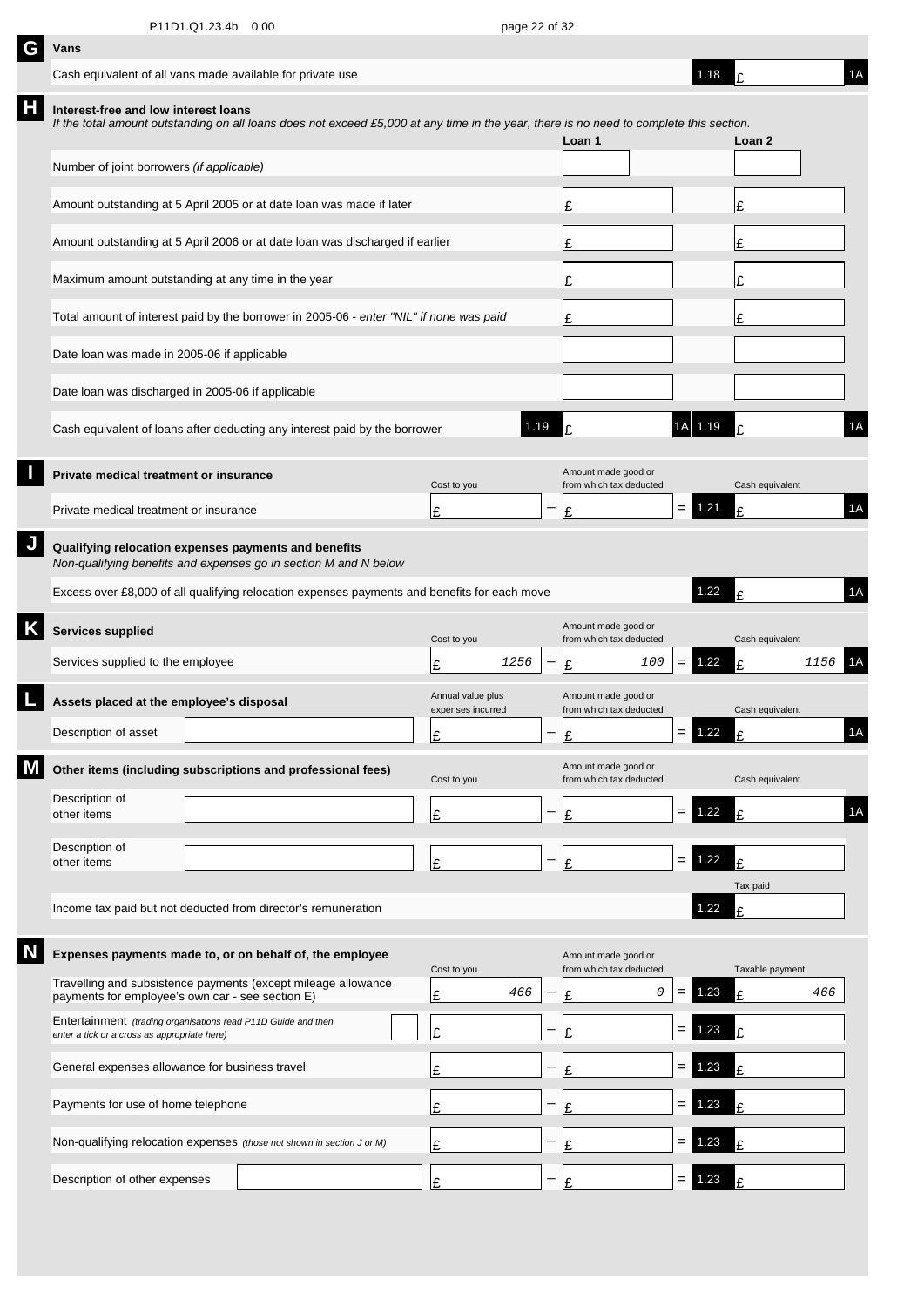## G Vans

| | | | |
|---|---|---|---|
| Cash equivalent of all vans made available for private use | 1.18 | £ | 1A |

## H Interest-free and low interest loans

*If the total amount outstanding on all loans does not exceed £5,000 at any time in the year, there is no need to complete this section.*

| | Loan 1 | | Loan 2 | |
|---|---|---|---|---|
| Number of joint borrowers *(if applicable)* | | | | |
| Amount outstanding at 5 April 2005 or at date loan was made if later | £ | | £ | |
| Amount outstanding at 5 April 2006 or at date loan was discharged if earlier | £ | | £ | |
| Maximum amount outstanding at any time in the year | £ | | £ | |
| Total amount of interest paid by the borrower in 2005-06 - *enter "NIL" if none was paid* | £ | | £ | |
| Date loan was made in 2005-06 if applicable | | | | |
| Date loan was discharged in 2005-06 if applicable | | | | |
| Cash equivalent of loans after deducting any interest paid by the borrower | 1.19 £ | 1A | 1.19 £ | 1A |

## I Private medical treatment or insurance

| | Cost to you | | Amount made good or from which tax deducted | | | Cash equivalent | |
|---|---|---|---|---|---|---|---|
| Private medical treatment or insurance | £ | − | £ | = | 1.21 | £ | 1A |

## J Qualifying relocation expenses payments and benefits

*Non-qualifying benefits and expenses go in section M and N below*

| | | | |
|---|---|---|---|
| Excess over £8,000 of all qualifying relocation expenses payments and benefits for each move | 1.22 | £ | 1A |

## K Services supplied

| | Cost to you | | Amount made good or from which tax deducted | | | Cash equivalent | |
|---|---|---|---|---|---|---|---|
| Services supplied to the employee | £ 1256 | − | £ 100 | = | 1.22 | £ 1156 | 1A |

## L Assets placed at the employee's disposal

| | | Annual value plus expenses incurred | | Amount made good or from which tax deducted | | | Cash equivalent | |
|---|---|---|---|---|---|---|---|---|
| Description of asset | | £ | − | £ | = | 1.22 | £ | 1A |

## M Other items (including subscriptions and professional fees)

| | | Cost to you | | Amount made good or from which tax deducted | | | Cash equivalent | |
|---|---|---|---|---|---|---|---|---|
| Description of other items | | £ | − | £ | = | 1.22 | £ | 1A |
| Description of other items | | £ | − | £ | = | 1.22 | £ | |

| | | Tax paid |
|---|---|---|
| Income tax paid but not deducted from director's remuneration | 1.22 | £ |

## N Expenses payments made to, or on behalf of, the employee

| | | Cost to you | | Amount made good or from which tax deducted | | | Taxable payment |
|---|---|---|---|---|---|---|---|
| Travelling and subsistence payments (except mileage allowance payments for employee's own car - see section E) | | £ 466 | − | £ 0 | = | 1.23 | £ 466 |
| Entertainment *(trading organisations read P11D Guide and then enter a tick or a cross as appropriate here)* | | £ | − | £ | = | 1.23 | £ |
| General expenses allowance for business travel | | £ | − | £ | = | 1.23 | £ |
| Payments for use of home telephone | | £ | − | £ | = | 1.23 | £ |
| Non-qualifying relocation expenses *(those not shown in section J or M)* | | £ | − | £ | = | 1.23 | £ |
| Description of other expenses | | £ | − | £ | = | 1.23 | £ |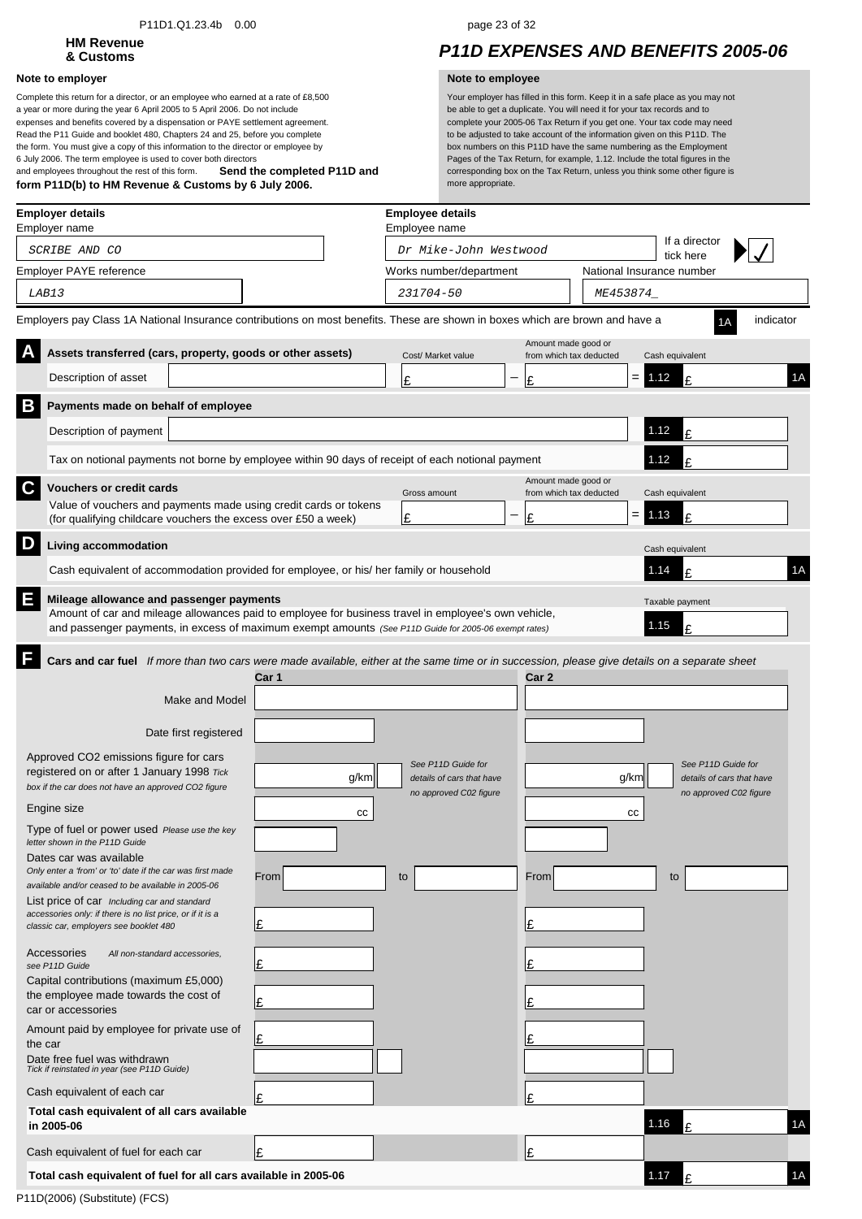P11D1.Q1.23.4b 0.00

**HM Revenue & Customs**

# P11D EXPENSES AND BENEFITS 2005-06

**Note to employer**

Complete this return for a director, or an employee who earned at a rate of £8,500 a year or more during the year 6 April 2005 to 5 April 2006. Do not include expenses and benefits covered by a dispensation or PAYE settlement agreement. Read the P11 Guide and booklet 480, Chapters 24 and 25, before you complete the form. You must give a copy of this information to the director or employee by 6 July 2006. The term employee is used to cover both directors and employees throughout the rest of this form. **Send the completed P11D and form P11D(b) to HM Revenue & Customs by 6 July 2006.**

**Note to employee**

Your employer has filled in this form. Keep it in a safe place as you may not be able to get a duplicate. You will need it for your tax records and to complete your 2005-06 Tax Return if you get one. Your tax code may need to be adjusted to take account of the information given on this P11D. The box numbers on this P11D have the same numbering as the Employment Pages of the Tax Return, for example, 1.12. Include the total figures in the corresponding box on the Tax Return, unless you think some other figure is more appropriate.

**Employer details**

Employer name: SCRIBE AND CO

Employer PAYE reference: LAB13

**Employee details**

Employee name: Dr Mike-John Westwood

If a director tick here: ✓

Works number/department: 231704-50

National Insurance number: ME453874_

Employers pay Class 1A National Insurance contributions on most benefits. These are shown in boxes which are brown and have a 1A indicator

## A Assets transferred (cars, property, goods or other assets)

| Description of asset | Cost/ Market value | | Amount made good or from which tax deducted | | Cash equivalent |
|---|---|---|---|---|---|
| | £ | − | £ | = | 1.12 £ (1A) |

## B Payments made on behalf of employee

Description of payment: 1.12 £

Tax on notional payments not borne by employee within 90 days of receipt of each notional payment: 1.12 £

## C Vouchers or credit cards

| Value of vouchers and payments made using credit cards or tokens (for qualifying childcare vouchers the excess over £50 a week) | Gross amount | | Amount made good or from which tax deducted | | Cash equivalent |
|---|---|---|---|---|---|
| | £ | − | £ | = | 1.13 £ |

## D Living accommodation

Cash equivalent of accommodation provided for employee, or his/ her family or household — Cash equivalent: 1.14 £ (1A)

## E Mileage allowance and passenger payments

Amount of car and mileage allowances paid to employee for business travel in employee's own vehicle, and passenger payments, in excess of maximum exempt amounts *(See P11D Guide for 2005-06 exempt rates)* — Taxable payment: 1.15 £

## F Cars and car fuel

*If more than two cars were made available, either at the same time or in succession, please give details on a separate sheet*

| | Car 1 | Car 2 |
|---|---|---|
| Make and Model | | |
| Date first registered | | |
| Approved CO2 emissions figure for cars registered on or after 1 January 1998 *Tick box if the car does not have an approved CO2 figure* | g/km ☐ *See P11D Guide for details of cars that have no approved C02 figure* | g/km ☐ *See P11D Guide for details of cars that have no approved C02 figure* |
| Engine size | cc | cc |
| Type of fuel or power used *Please use the key letter shown in the P11D Guide* | | |
| Dates car was available *Only enter a 'from' or 'to' date if the car was first made available and/or ceased to be available in 2005-06* | From / to | From / to |
| List price of car *Including car and standard accessories only: if there is no list price, or if it is a classic car, employers see booklet 480* | £ | £ |
| Accessories *All non-standard accessories, see P11D Guide* | £ | £ |
| Capital contributions (maximum £5,000) the employee made towards the cost of car or accessories | £ | £ |
| Amount paid by employee for private use of the car | £ | £ |
| Date free fuel was withdrawn *Tick if reinstated in year (see P11D Guide)* | ☐ | ☐ |
| Cash equivalent of each car | £ | £ |
| Cash equivalent of fuel for each car | £ | £ |

**Total cash equivalent of all cars available in 2005-06** — 1.16 £ (1A)

**Total cash equivalent of fuel for all cars available in 2005-06** — 1.17 £ (1A)

P11D(2006) (Substitute) (FCS)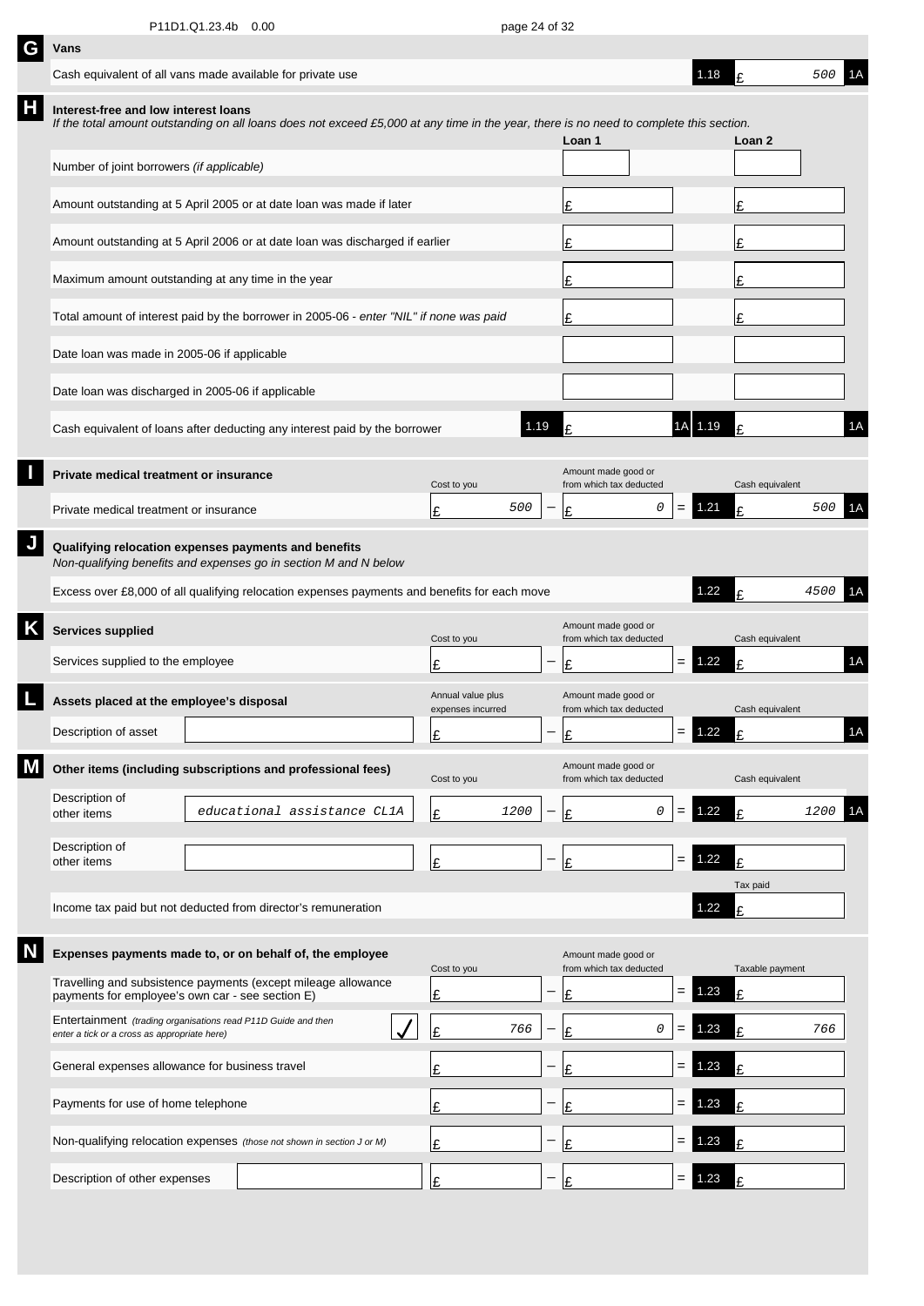P11D1.Q1.23.4b 0.00

## G Vans

| | | | |
|---|---|---|---|
| Cash equivalent of all vans made available for private use | 1.18 | £ 500 | 1A |

## H Interest-free and low interest loans

*If the total amount outstanding on all loans does not exceed £5,000 at any time in the year, there is no need to complete this section.*

| | Loan 1 | Loan 2 |
|---|---|---|
| Number of joint borrowers *(if applicable)* | | |
| Amount outstanding at 5 April 2005 or at date loan was made if later | £ | £ |
| Amount outstanding at 5 April 2006 or at date loan was discharged if earlier | £ | £ |
| Maximum amount outstanding at any time in the year | £ | £ |
| Total amount of interest paid by the borrower in 2005-06 - *enter "NIL" if none was paid* | £ | £ |
| Date loan was made in 2005-06 if applicable | | |
| Date loan was discharged in 2005-06 if applicable | | |
| Cash equivalent of loans after deducting any interest paid by the borrower | 1.19 £ 1A | 1.19 £ 1A |

## I Private medical treatment or insurance

| | Cost to you | | Amount made good or from which tax deducted | | | Cash equivalent | |
|---|---|---|---|---|---|---|---|
| Private medical treatment or insurance | £ 500 | − | £ 0 | = | 1.21 | £ 500 | 1A |

## J Qualifying relocation expenses payments and benefits

*Non-qualifying benefits and expenses go in section M and N below*

| | | | |
|---|---|---|---|
| Excess over £8,000 of all qualifying relocation expenses payments and benefits for each move | 1.22 | £ 4500 | 1A |

## K Services supplied

| | Cost to you | | Amount made good or from which tax deducted | | | Cash equivalent | |
|---|---|---|---|---|---|---|---|
| Services supplied to the employee | £ | − | £ | = | 1.22 | £ | 1A |

## L Assets placed at the employee's disposal

| | | Annual value plus expenses incurred | | Amount made good or from which tax deducted | | | Cash equivalent | |
|---|---|---|---|---|---|---|---|---|
| Description of asset | | £ | − | £ | = | 1.22 | £ | 1A |

## M Other items (including subscriptions and professional fees)

| | | Cost to you | | Amount made good or from which tax deducted | | | Cash equivalent | |
|---|---|---|---|---|---|---|---|---|
| Description of other items | educational assistance CL1A | £ 1200 | − | £ 0 | = | 1.22 | £ 1200 | 1A |
| Description of other items | | £ | − | £ | = | 1.22 | £ | |

| | | Tax paid |
|---|---|---|
| Income tax paid but not deducted from director's remuneration | 1.22 | £ |

## N Expenses payments made to, or on behalf of, the employee

| | | Cost to you | | Amount made good or from which tax deducted | | | Taxable payment |
|---|---|---|---|---|---|---|---|
| Travelling and subsistence payments (except mileage allowance payments for employee's own car - see section E) | | £ | − | £ | = | 1.23 | £ |
| Entertainment *(trading organisations read P11D Guide and then enter a tick or a cross as appropriate here)* | ✓ | £ 766 | − | £ 0 | = | 1.23 | £ 766 |
| General expenses allowance for business travel | | £ | − | £ | = | 1.23 | £ |
| Payments for use of home telephone | | £ | − | £ | = | 1.23 | £ |
| Non-qualifying relocation expenses *(those not shown in section J or M)* | | £ | − | £ | = | 1.23 | £ |
| Description of other expenses | | £ | − | £ | = | 1.23 | £ |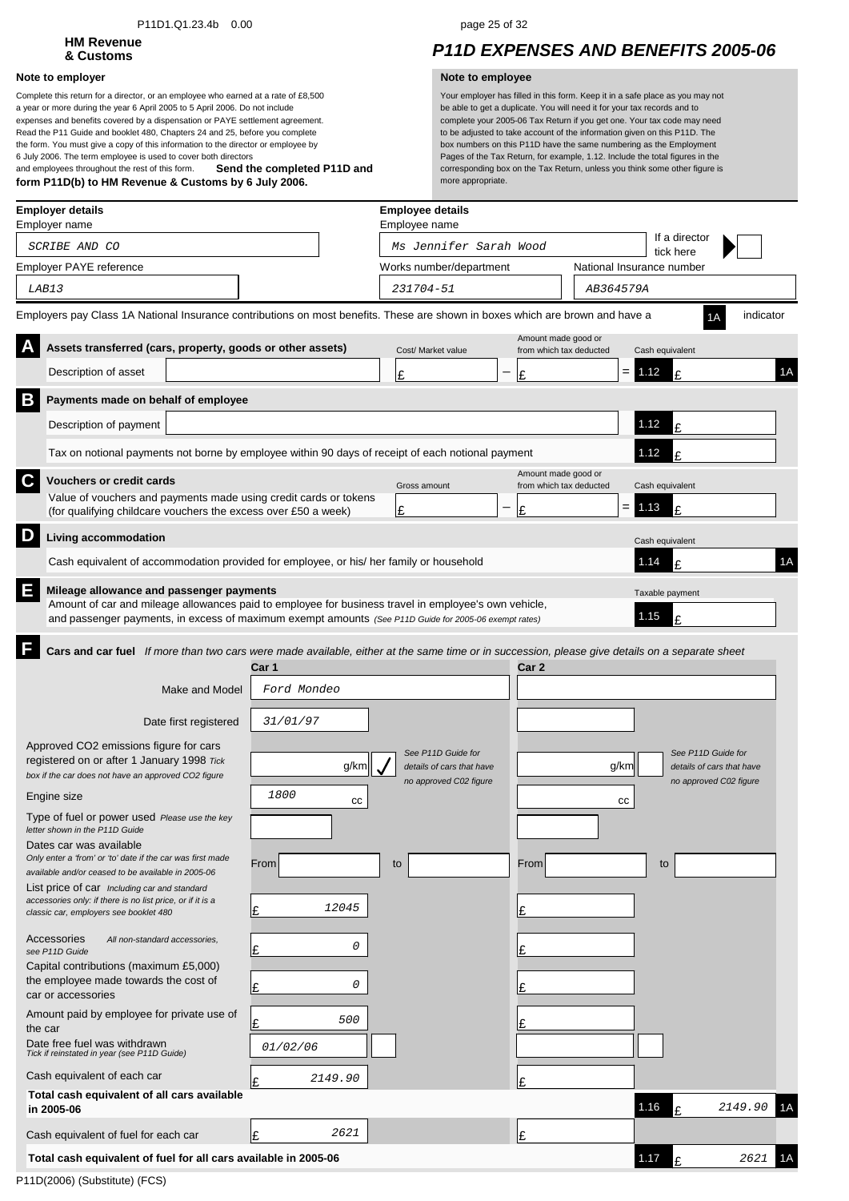P11D1.Q1.23.4b 0.00

**HM Revenue & Customs**

# P11D EXPENSES AND BENEFITS 2005-06

**Note to employer**

Complete this return for a director, or an employee who earned at a rate of £8,500 a year or more during the year 6 April 2005 to 5 April 2006. Do not include expenses and benefits covered by a dispensation or PAYE settlement agreement. Read the P11 Guide and booklet 480, Chapters 24 and 25, before you complete the form. You must give a copy of this information to the director or employee by 6 July 2006. The term employee is used to cover both directors and employees throughout the rest of this form. **Send the completed P11D and form P11D(b) to HM Revenue & Customs by 6 July 2006.**

**Note to employee**

Your employer has filled in this form. Keep it in a safe place as you may not be able to get a duplicate. You will need it for your tax records and to complete your 2005-06 Tax Return if you get one. Your tax code may need to be adjusted to take account of the information given on this P11D. The box numbers on this P11D have the same numbering as the Employment Pages of the Tax Return, for example, 1.12. Include the total figures in the corresponding box on the Tax Return, unless you think some other figure is more appropriate.

**Employer details**

Employer name: SCRIBE AND CO

Employer PAYE reference: LAB13

**Employee details**

Employee name: Ms Jennifer Sarah Wood

If a director tick here: [ ]

Works number/department: 231704-51

National Insurance number: AB364579A

Employers pay Class 1A National Insurance contributions on most benefits. These are shown in boxes which are brown and have a 1A indicator

**A Assets transferred (cars, property, goods or other assets)**

| Description of asset | Cost/ Market value | | Amount made good or from which tax deducted | | Cash equivalent | |
|---|---|---|---|---|---|---|
| | £ | – | £ | = | 1.12 £ | 1A |

**B Payments made on behalf of employee**

Description of payment — 1.12 £

Tax on notional payments not borne by employee within 90 days of receipt of each notional payment — 1.12 £

**C Vouchers or credit cards**

| | Gross amount | | Amount made good or from which tax deducted | | Cash equivalent |
|---|---|---|---|---|---|
| Value of vouchers and payments made using credit cards or tokens (for qualifying childcare vouchers the excess over £50 a week) | £ | – | £ | = | 1.13 £ |

**D Living accommodation**

Cash equivalent of accommodation provided for employee, or his/ her family or household — Cash equivalent 1.14 £ 1A

**E Mileage allowance and passenger payments**

Amount of car and mileage allowances paid to employee for business travel in employee's own vehicle, and passenger payments, in excess of maximum exempt amounts *(See P11D Guide for 2005-06 exempt rates)* — Taxable payment 1.15 £

**F Cars and car fuel** *If more than two cars were made available, either at the same time or in succession, please give details on a separate sheet*

| | Car 1 | Car 2 |
|---|---|---|
| Make and Model | Ford Mondeo | |
| Date first registered | 31/01/97 | |
| Approved CO2 emissions figure for cars registered on or after 1 January 1998 *Tick box if the car does not have an approved CO2 figure* | g/km ✓ *See P11D Guide for details of cars that have no approved C02 figure* | g/km [ ] *See P11D Guide for details of cars that have no approved C02 figure* |
| Engine size | 1800 cc | cc |
| Type of fuel or power used *Please use the key letter shown in the P11D Guide* | | |
| Dates car was available *Only enter a 'from' or 'to' date if the car was first made available and/or ceased to be available in 2005-06* | From to | From to |
| List price of car *Including car and standard accessories only: if there is no list price, or if it is a classic car, employers see booklet 480* | £ 12045 | £ |
| Accessories *All non-standard accessories, see P11D Guide* | £ 0 | £ |
| Capital contributions (maximum £5,000) the employee made towards the cost of car or accessories | £ 0 | £ |
| Amount paid by employee for private use of the car | £ 500 | £ |
| Date free fuel was withdrawn *Tick if reinstated in year (see P11D Guide)* | 01/02/06 [ ] | [ ] |
| Cash equivalent of each car | £ 2149.90 | £ |

**Total cash equivalent of all cars available in 2005-06** — 1.16 £ 2149.90 1A

| | Car 1 | Car 2 |
|---|---|---|
| Cash equivalent of fuel for each car | £ 2621 | £ |

**Total cash equivalent of fuel for all cars available in 2005-06** — 1.17 £ 2621 1A

P11D(2006) (Substitute) (FCS)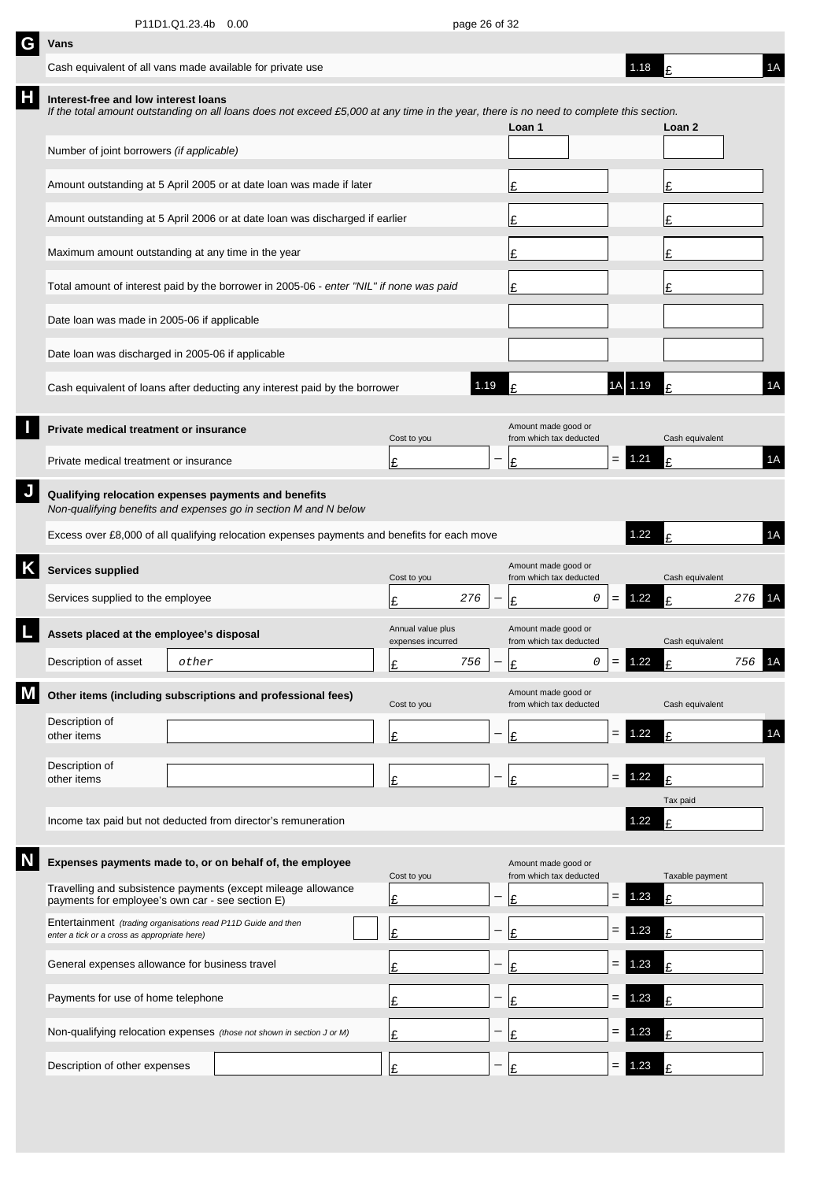P11D1.Q1.23.4b 0.00

## G Vans

| | | | |
|---|---|---|---|
| Cash equivalent of all vans made available for private use | 1.18 | £ | 1A |

## H Interest-free and low interest loans

*If the total amount outstanding on all loans does not exceed £5,000 at any time in the year, there is no need to complete this section.*

| | Loan 1 | Loan 2 |
|---|---|---|
| Number of joint borrowers *(if applicable)* | | |
| Amount outstanding at 5 April 2005 or at date loan was made if later | £ | £ |
| Amount outstanding at 5 April 2006 or at date loan was discharged if earlier | £ | £ |
| Maximum amount outstanding at any time in the year | £ | £ |
| Total amount of interest paid by the borrower in 2005-06 - *enter "NIL" if none was paid* | £ | £ |
| Date loan was made in 2005-06 if applicable | | |
| Date loan was discharged in 2005-06 if applicable | | |
| Cash equivalent of loans after deducting any interest paid by the borrower | 1.19 £ 1A | 1.19 £ 1A |

## I Private medical treatment or insurance

| | Cost to you | | Amount made good or from which tax deducted | | | Cash equivalent | |
|---|---|---|---|---|---|---|---|
| Private medical treatment or insurance | £ | − | £ | = | 1.21 | £ | 1A |

## J Qualifying relocation expenses payments and benefits

*Non-qualifying benefits and expenses go in section M and N below*

| | | | |
|---|---|---|---|
| Excess over £8,000 of all qualifying relocation expenses payments and benefits for each move | 1.22 | £ | 1A |

## K Services supplied

| | Cost to you | | Amount made good or from which tax deducted | | | Cash equivalent | |
|---|---|---|---|---|---|---|---|
| Services supplied to the employee | £ 276 | − | £ 0 | = | 1.22 | £ 276 | 1A |

## L Assets placed at the employee's disposal

| | | Annual value plus expenses incurred | | Amount made good or from which tax deducted | | | Cash equivalent | |
|---|---|---|---|---|---|---|---|---|
| Description of asset | other | £ 756 | − | £ 0 | = | 1.22 | £ 756 | 1A |

## M Other items (including subscriptions and professional fees)

| | | Cost to you | | Amount made good or from which tax deducted | | | Cash equivalent | |
|---|---|---|---|---|---|---|---|---|
| Description of other items | | £ | − | £ | = | 1.22 | £ | 1A |
| Description of other items | | £ | − | £ | = | 1.22 | £ | |

| | | Tax paid |
|---|---|---|
| Income tax paid but not deducted from director's remuneration | 1.22 | £ |

## N Expenses payments made to, or on behalf of, the employee

| | | Cost to you | | Amount made good or from which tax deducted | | | Taxable payment |
|---|---|---|---|---|---|---|---|
| Travelling and subsistence payments (except mileage allowance payments for employee's own car - see section E) | | £ | − | £ | = | 1.23 | £ |
| Entertainment *(trading organisations read P11D Guide and then enter a tick or a cross as appropriate here)* | | £ | − | £ | = | 1.23 | £ |
| General expenses allowance for business travel | | £ | − | £ | = | 1.23 | £ |
| Payments for use of home telephone | | £ | − | £ | = | 1.23 | £ |
| Non-qualifying relocation expenses *(those not shown in section J or M)* | | £ | − | £ | = | 1.23 | £ |
| Description of other expenses | | £ | − | £ | = | 1.23 | £ |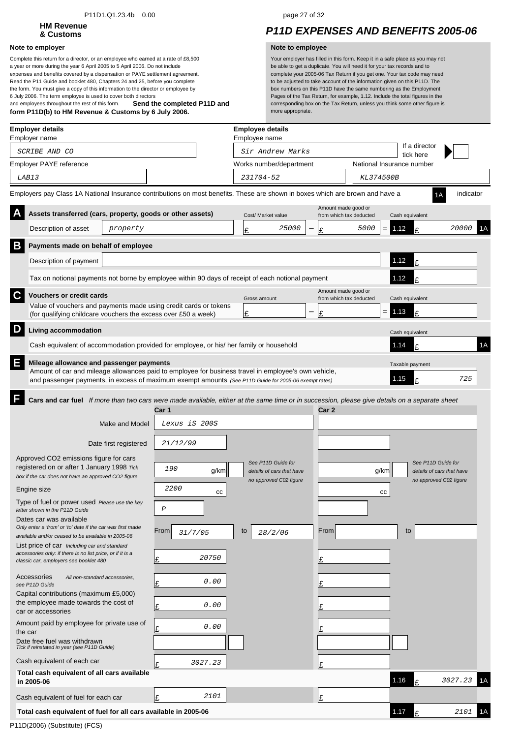HM Revenue & Customs

# P11D EXPENSES AND BENEFITS 2005-06

**Note to employer**

Complete this return for a director, or an employee who earned at a rate of £8,500 a year or more during the year 6 April 2005 to 5 April 2006. Do not include expenses and benefits covered by a dispensation or PAYE settlement agreement. Read the P11 Guide and booklet 480, Chapters 24 and 25, before you complete the form. You must give a copy of this information to the director or employee by 6 July 2006. The term employee is used to cover both directors and employees throughout the rest of this form. **Send the completed P11D and form P11D(b) to HM Revenue & Customs by 6 July 2006.**

**Note to employee**

Your employer has filled in this form. Keep it in a safe place as you may not be able to get a duplicate. You will need it for your tax records and to complete your 2005-06 Tax Return if you get one. Your tax code may need to be adjusted to take account of the information given on this P11D. The box numbers on this P11D have the same numbering as the Employment Pages of the Tax Return, for example, 1.12. Include the total figures in the corresponding box on the Tax Return, unless you think some other figure is more appropriate.

**Employer details**

| | |
|---|---|
| Employer name | SCRIBE AND CO |
| Employer PAYE reference | LAB13 |

**Employee details**

| | |
|---|---|
| Employee name | Sir Andrew Marks |
| If a director tick here | |
| Works number/department | 231704-52 |
| National Insurance number | KL374500B |

Employers pay Class 1A National Insurance contributions on most benefits. These are shown in boxes which are brown and have a 1A indicator

## A Assets transferred (cars, property, goods or other assets)

| Description of asset | Cost/ Market value | | Amount made good or from which tax deducted | | Cash equivalent | |
|---|---|---|---|---|---|---|
| property | £ 25000 | − | £ 5000 | = | 1.12 £ 20000 | 1A |

## B Payments made on behalf of employee

| | | |
|---|---|---|
| Description of payment | | 1.12 £ |
| Tax on notional payments not borne by employee within 90 days of receipt of each notional payment | | 1.12 £ |

## C Vouchers or credit cards

| | Gross amount | | Amount made good or from which tax deducted | | Cash equivalent |
|---|---|---|---|---|---|
| Value of vouchers and payments made using credit cards or tokens (for qualifying childcare vouchers the excess over £50 a week) | £ | − | £ | = | 1.13 £ |

## D Living accommodation

| | Cash equivalent | |
|---|---|---|
| Cash equivalent of accommodation provided for employee, or his/ her family or household | 1.14 £ | 1A |

## E Mileage allowance and passenger payments

| | Taxable payment |
|---|---|
| Amount of car and mileage allowances paid to employee for business travel in employee's own vehicle, and passenger payments, in excess of maximum exempt amounts *(See P11D Guide for 2005-06 exempt rates)* | 1.15 £ 725 |

## F Cars and car fuel

*If more than two cars were made available, either at the same time or in succession, please give details on a separate sheet*

| | Car 1 | Car 2 |
|---|---|---|
| Make and Model | Lexus iS 200S | |
| Date first registered | 21/12/99 | |
| Approved CO2 emissions figure for cars registered on or after 1 January 1998 *Tick box if the car does not have an approved CO2 figure* | 190 g/km *(See P11D Guide for details of cars that have no approved C02 figure)* | g/km *(See P11D Guide for details of cars that have no approved C02 figure)* |
| Engine size | 2200 cc | cc |
| Type of fuel or power used *Please use the key letter shown in the P11D Guide* | P | |
| Dates car was available *Only enter a 'from' or 'to' date if the car was first made available and/or ceased to be available in 2005-06* | From 31/7/05 to 28/2/06 | From to |
| List price of car *Including car and standard accessories only: if there is no list price, or if it is a classic car, employers see booklet 480* | £ 20750 | £ |
| Accessories *All non-standard accessories, see P11D Guide* | £ 0.00 | £ |
| Capital contributions (maximum £5,000) the employee made towards the cost of car or accessories | £ 0.00 | £ |
| Amount paid by employee for private use of the car | £ 0.00 | £ |
| Date free fuel was withdrawn *Tick if reinstated in year (see P11D Guide)* | | |
| Cash equivalent of each car | £ 3027.23 | £ |
| **Total cash equivalent of all cars available in 2005-06** | | 1.16 £ 3027.23 1A |
| Cash equivalent of fuel for each car | £ 2101 | £ |
| **Total cash equivalent of fuel for all cars available in 2005-06** | | 1.17 £ 2101 1A |

P11D(2006) (Substitute) (FCS)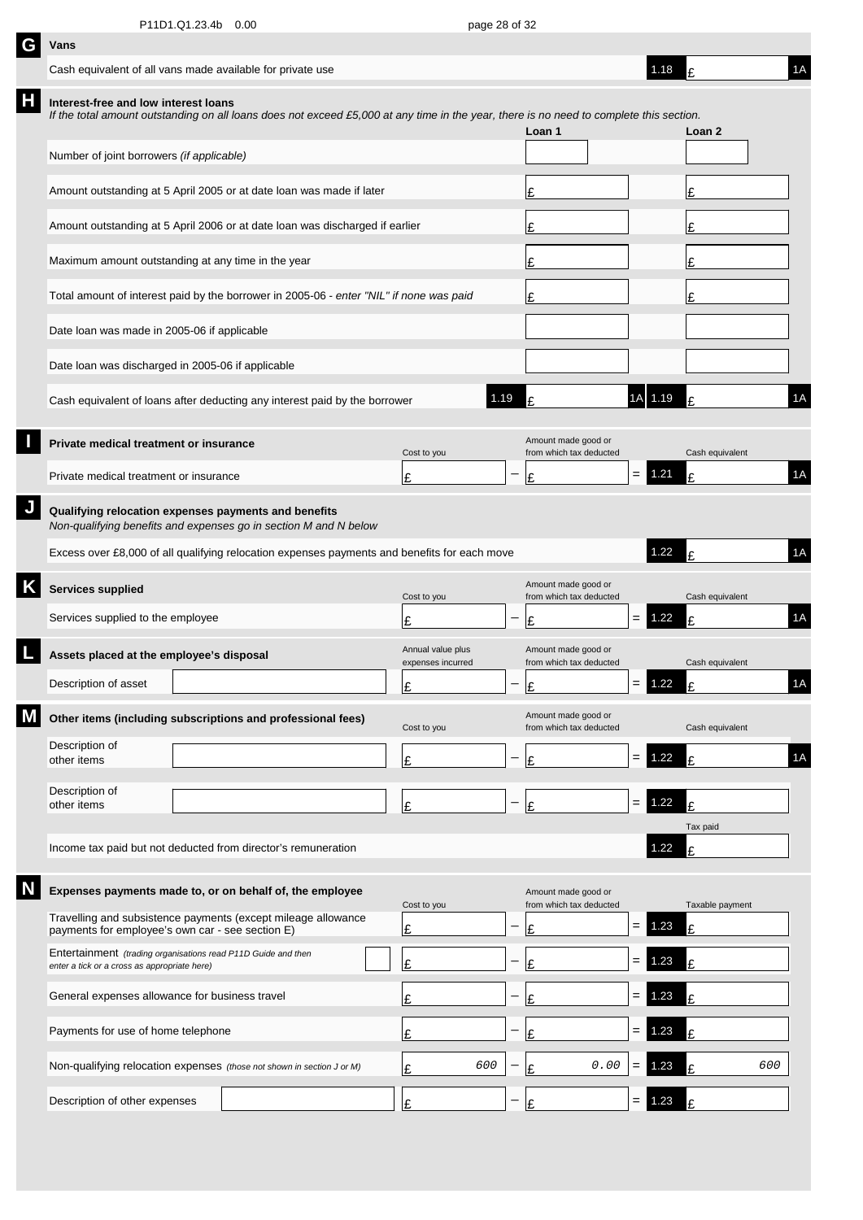## G Vans

| | | | |
|---|---|---|---|
| Cash equivalent of all vans made available for private use | 1.18 | £ | 1A |

## H Interest-free and low interest loans

*If the total amount outstanding on all loans does not exceed £5,000 at any time in the year, there is no need to complete this section.*

| | Loan 1 | | Loan 2 | |
|---|---|---|---|---|
| Number of joint borrowers *(if applicable)* | | | | |
| Amount outstanding at 5 April 2005 or at date loan was made if later | £ | | £ | |
| Amount outstanding at 5 April 2006 or at date loan was discharged if earlier | £ | | £ | |
| Maximum amount outstanding at any time in the year | £ | | £ | |
| Total amount of interest paid by the borrower in 2005-06 - *enter "NIL" if none was paid* | £ | | £ | |
| Date loan was made in 2005-06 if applicable | | | | |
| Date loan was discharged in 2005-06 if applicable | | | | |
| Cash equivalent of loans after deducting any interest paid by the borrower | 1.19 £ | 1A | 1.19 £ | 1A |

## I Private medical treatment or insurance

| | Cost to you | | Amount made good or from which tax deducted | | | Cash equivalent | |
|---|---|---|---|---|---|---|---|
| Private medical treatment or insurance | £ | – | £ | = | 1.21 | £ | 1A |

## J Qualifying relocation expenses payments and benefits

*Non-qualifying benefits and expenses go in section M and N below*

| | | | |
|---|---|---|---|
| Excess over £8,000 of all qualifying relocation expenses payments and benefits for each move | 1.22 | £ | 1A |

## K Services supplied

| | Cost to you | | Amount made good or from which tax deducted | | | Cash equivalent | |
|---|---|---|---|---|---|---|---|
| Services supplied to the employee | £ | – | £ | = | 1.22 | £ | 1A |

## L Assets placed at the employee's disposal

| | | Annual value plus expenses incurred | | Amount made good or from which tax deducted | | | Cash equivalent | |
|---|---|---|---|---|---|---|---|---|
| Description of asset | | £ | – | £ | = | 1.22 | £ | 1A |

## M Other items (including subscriptions and professional fees)

| | | Cost to you | | Amount made good or from which tax deducted | | | Cash equivalent | |
|---|---|---|---|---|---|---|---|---|
| Description of other items | | £ | – | £ | = | 1.22 | £ | 1A |
| Description of other items | | £ | – | £ | = | 1.22 | £ | |

| | | Tax paid |
|---|---|---|
| Income tax paid but not deducted from director's remuneration | 1.22 | £ |

## N Expenses payments made to, or on behalf of, the employee

| | | Cost to you | | Amount made good or from which tax deducted | | | Taxable payment |
|---|---|---|---|---|---|---|---|
| Travelling and subsistence payments (except mileage allowance payments for employee's own car - see section E) | | £ | – | £ | = | 1.23 | £ |
| Entertainment *(trading organisations read P11D Guide and then enter a tick or a cross as appropriate here)* | | £ | – | £ | = | 1.23 | £ |
| General expenses allowance for business travel | | £ | – | £ | = | 1.23 | £ |
| Payments for use of home telephone | | £ | – | £ | = | 1.23 | £ |
| Non-qualifying relocation expenses *(those not shown in section J or M)* | | £ 600 | – | £ 0.00 | = | 1.23 | £ 600 |
| Description of other expenses | | £ | – | £ | = | 1.23 | £ |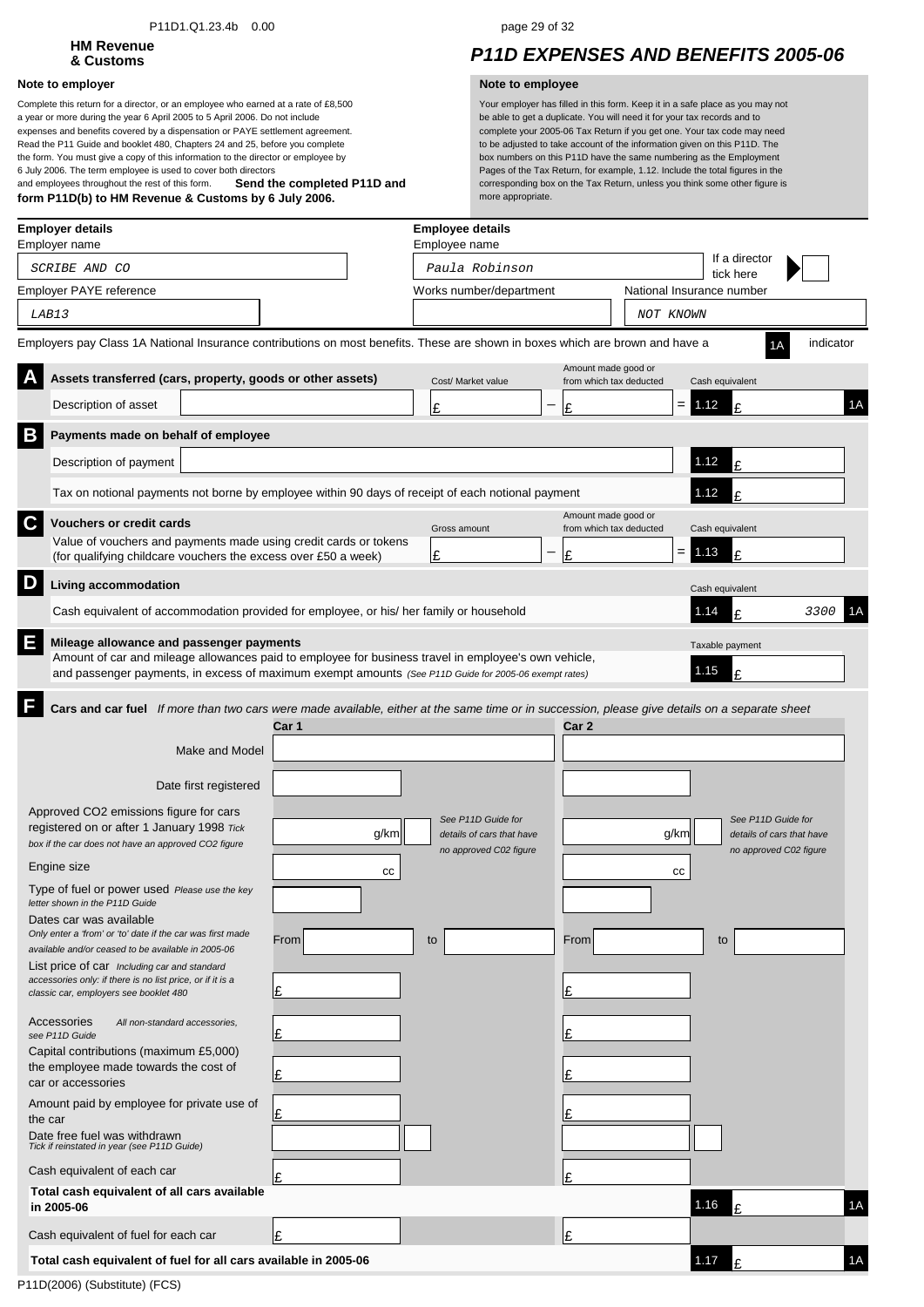P11D1.Q1.23.4b 0.00

**HM Revenue & Customs**

# P11D EXPENSES AND BENEFITS 2005-06

**Note to employer**

Complete this return for a director, or an employee who earned at a rate of £8,500 a year or more during the year 6 April 2005 to 5 April 2006. Do not include expenses and benefits covered by a dispensation or PAYE settlement agreement. Read the P11 Guide and booklet 480, Chapters 24 and 25, before you complete the form. You must give a copy of this information to the director or employee by 6 July 2006. The term employee is used to cover both directors and employees throughout the rest of this form. **Send the completed P11D and form P11D(b) to HM Revenue & Customs by 6 July 2006.**

**Note to employee**

Your employer has filled in this form. Keep it in a safe place as you may not be able to get a duplicate. You will need it for your tax records and to complete your 2005-06 Tax Return if you get one. Your tax code may need to be adjusted to take account of the information given on this P11D. The box numbers on this P11D have the same numbering as the Employment Pages of the Tax Return, for example, 1.12. Include the total figures in the corresponding box on the Tax Return, unless you think some other figure is more appropriate.

| **Employer details** | |
|---|---|
| Employer name | SCRIBE AND CO |
| Employer PAYE reference | LAB13 |

| **Employee details** | |
|---|---|
| Employee name | Paula Robinson |
| If a director tick here | |
| Works number/department | |
| National Insurance number | NOT KNOWN |

Employers pay Class 1A National Insurance contributions on most benefits. These are shown in boxes which are brown and have a 1A indicator

## A Assets transferred (cars, property, goods or other assets)

| Description of asset | Cost/ Market value | Amount made good or from which tax deducted | Cash equivalent |
|---|---|---|---|
| | £ | − £ | = 1.12 £ (1A) |

## B Payments made on behalf of employee

| | |
|---|---|
| Description of payment | 1.12 £ |
| Tax on notional payments not borne by employee within 90 days of receipt of each notional payment | 1.12 £ |

## C Vouchers or credit cards

| | Gross amount | Amount made good or from which tax deducted | Cash equivalent |
|---|---|---|---|
| Value of vouchers and payments made using credit cards or tokens (for qualifying childcare vouchers the excess over £50 a week) | £ | − £ | = 1.13 £ |

## D Living accommodation

| | Cash equivalent |
|---|---|
| Cash equivalent of accommodation provided for employee, or his/ her family or household | 1.14 £ 3300 (1A) |

## E Mileage allowance and passenger payments

| | Taxable payment |
|---|---|
| Amount of car and mileage allowances paid to employee for business travel in employee's own vehicle, and passenger payments, in excess of maximum exempt amounts *(See P11D Guide for 2005-06 exempt rates)* | 1.15 £ |

## F Cars and car fuel

*If more than two cars were made available, either at the same time or in succession, please give details on a separate sheet*

| | Car 1 | Car 2 |
|---|---|---|
| Make and Model | | |
| Date first registered | | |
| Approved CO2 emissions figure for cars registered on or after 1 January 1998 *Tick box if the car does not have an approved CO2 figure* | g/km *See P11D Guide for details of cars that have no approved C02 figure* | g/km *See P11D Guide for details of cars that have no approved C02 figure* |
| Engine size | cc | cc |
| Type of fuel or power used *Please use the key letter shown in the P11D Guide* | | |
| Dates car was available *Only enter a 'from' or 'to' date if the car was first made available and/or ceased to be available in 2005-06* | From to | From to |
| List price of car *Including car and standard accessories only: if there is no list price, or if it is a classic car, employers see booklet 480* | £ | £ |
| Accessories *All non-standard accessories, see P11D Guide* | £ | £ |
| Capital contributions (maximum £5,000) the employee made towards the cost of car or accessories | £ | £ |
| Amount paid by employee for private use of the car | £ | £ |
| Date free fuel was withdrawn *Tick if reinstated in year (see P11D Guide)* | | |
| Cash equivalent of each car | £ | £ |
| **Total cash equivalent of all cars available in 2005-06** | | 1.16 £ (1A) |
| Cash equivalent of fuel for each car | £ | £ |
| **Total cash equivalent of fuel for all cars available in 2005-06** | | 1.17 £ (1A) |

P11D(2006) (Substitute) (FCS)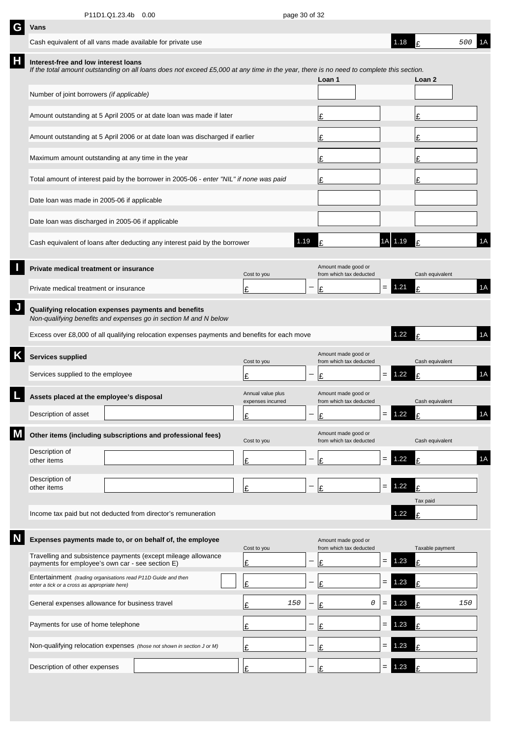## G Vans

| | | | |
|---|---|---|---|
| Cash equivalent of all vans made available for private use | 1.18 | £ 500 | 1A |

## H Interest-free and low interest loans

*If the total amount outstanding on all loans does not exceed £5,000 at any time in the year, there is no need to complete this section.*

| | | Loan 1 | | | Loan 2 | |
|---|---|---|---|---|---|---|
| Number of joint borrowers *(if applicable)* | | | | | | |
| Amount outstanding at 5 April 2005 or at date loan was made if later | | £ | | | £ | |
| Amount outstanding at 5 April 2006 or at date loan was discharged if earlier | | £ | | | £ | |
| Maximum amount outstanding at any time in the year | | £ | | | £ | |
| Total amount of interest paid by the borrower in 2005-06 - *enter "NIL" if none was paid* | | £ | | | £ | |
| Date loan was made in 2005-06 if applicable | | | | | | |
| Date loan was discharged in 2005-06 if applicable | | | | | | |
| Cash equivalent of loans after deducting any interest paid by the borrower | 1.19 | £ | 1A | 1.19 | £ | 1A |

## I Private medical treatment or insurance

| | Cost to you | | Amount made good or from which tax deducted | | | Cash equivalent | |
|---|---|---|---|---|---|---|---|
| Private medical treatment or insurance | £ | − | £ | = | 1.21 | £ | 1A |

## J Qualifying relocation expenses payments and benefits

*Non-qualifying benefits and expenses go in section M and N below*

| | | | |
|---|---|---|---|
| Excess over £8,000 of all qualifying relocation expenses payments and benefits for each move | 1.22 | £ | 1A |

## K Services supplied

| | Cost to you | | Amount made good or from which tax deducted | | | Cash equivalent | |
|---|---|---|---|---|---|---|---|
| Services supplied to the employee | £ | − | £ | = | 1.22 | £ | 1A |

## L Assets placed at the employee's disposal

| | | Annual value plus expenses incurred | | Amount made good or from which tax deducted | | | Cash equivalent | |
|---|---|---|---|---|---|---|---|---|
| Description of asset | | £ | − | £ | = | 1.22 | £ | 1A |

## M Other items (including subscriptions and professional fees)

| | | Cost to you | | Amount made good or from which tax deducted | | | Cash equivalent | |
|---|---|---|---|---|---|---|---|---|
| Description of other items | | £ | − | £ | = | 1.22 | £ | 1A |
| Description of other items | | £ | − | £ | = | 1.22 | £ | |

| | | Tax paid |
|---|---|---|
| Income tax paid but not deducted from director's remuneration | 1.22 | £ |

## N Expenses payments made to, or on behalf of, the employee

| | | Cost to you | | Amount made good or from which tax deducted | | | Taxable payment |
|---|---|---|---|---|---|---|---|
| Travelling and subsistence payments (except mileage allowance payments for employee's own car - see section E) | | £ | − | £ | = | 1.23 | £ |
| Entertainment *(trading organisations read P11D Guide and then enter a tick or a cross as appropriate here)* | | £ | − | £ | = | 1.23 | £ |
| General expenses allowance for business travel | | £ 150 | − | £ 0 | = | 1.23 | £ 150 |
| Payments for use of home telephone | | £ | − | £ | = | 1.23 | £ |
| Non-qualifying relocation expenses *(those not shown in section J or M)* | | £ | − | £ | = | 1.23 | £ |
| Description of other expenses | | £ | − | £ | = | 1.23 | £ |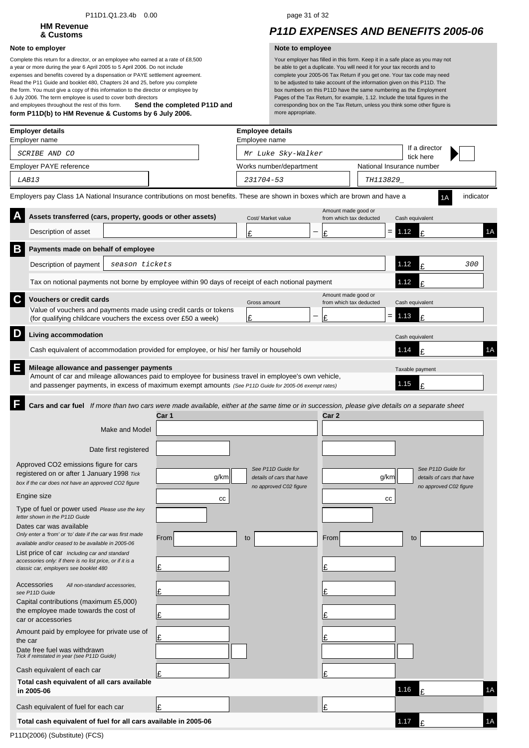HM Revenue & Customs

# P11D EXPENSES AND BENEFITS 2005-06

**Note to employer**

Complete this return for a director, or an employee who earned at a rate of £8,500 a year or more during the year 6 April 2005 to 5 April 2006. Do not include expenses and benefits covered by a dispensation or PAYE settlement agreement. Read the P11 Guide and booklet 480, Chapters 24 and 25, before you complete the form. You must give a copy of this information to the director or employee by 6 July 2006. The term employee is used to cover both directors and employees throughout the rest of this form. **Send the completed P11D and form P11D(b) to HM Revenue & Customs by 6 July 2006.**

**Note to employee**

Your employer has filled in this form. Keep it in a safe place as you may not be able to get a duplicate. You will need it for your tax records and to complete your 2005-06 Tax Return if you get one. Your tax code may need to be adjusted to take account of the information given on this P11D. The box numbers on this P11D have the same numbering as the Employment Pages of the Tax Return, for example, 1.12. Include the total figures in the corresponding box on the Tax Return, unless you think some other figure is more appropriate.

**Employer details**

Employer name: SCRIBE AND CO

Employer PAYE reference: LAB13

**Employee details**

Employee name: Mr Luke Sky-Walker

If a director tick here: [ ]

Works number/department: 231704-53

National Insurance number: TH113829_

Employers pay Class 1A National Insurance contributions on most benefits. These are shown in boxes which are brown and have a 1A indicator

## A Assets transferred (cars, property, goods or other assets)

| Description of asset | Cost/ Market value | | Amount made good or from which tax deducted | | Cash equivalent | |
|---|---|---|---|---|---|---|
| | £ | − | £ | = | 1.12 £ | 1A |

## B Payments made on behalf of employee

| Description of payment | season tickets | 1.12 | £ 300 |
|---|---|---|---|
| Tax on notional payments not borne by employee within 90 days of receipt of each notional payment | | 1.12 | £ |

## C Vouchers or credit cards

| | Gross amount | | Amount made good or from which tax deducted | | Cash equivalent |
|---|---|---|---|---|---|
| Value of vouchers and payments made using credit cards or tokens (for qualifying childcare vouchers the excess over £50 a week) | £ | − | £ | = | 1.13 £ |

## D Living accommodation

| | Cash equivalent | |
|---|---|---|
| Cash equivalent of accommodation provided for employee, or his/ her family or household | 1.14 £ | 1A |

## E Mileage allowance and passenger payments

| | Taxable payment |
|---|---|
| Amount of car and mileage allowances paid to employee for business travel in employee's own vehicle, and passenger payments, in excess of maximum exempt amounts *(See P11D Guide for 2005-06 exempt rates)* | 1.15 £ |

## F Cars and car fuel

*If more than two cars were made available, either at the same time or in succession, please give details on a separate sheet*

| | Car 1 | | Car 2 | | | |
|---|---|---|---|---|---|---|
| Make and Model | | | | | | |
| Date first registered | | | | | | |
| Approved CO2 emissions figure for cars registered on or after 1 January 1998 *Tick box if the car does not have an approved CO2 figure* | g/km [ ] | *See P11D Guide for details of cars that have no approved C02 figure* | g/km [ ] | *See P11D Guide for details of cars that have no approved C02 figure* | | |
| Engine size | cc | | cc | | | |
| Type of fuel or power used *Please use the key letter shown in the P11D Guide* | | | | | | |
| Dates car was available *Only enter a 'from' or 'to' date if the car was first made available and/or ceased to be available in 2005-06* | From | to | From | to | | |
| List price of car *Including car and standard accessories only: if there is no list price, or if it is a classic car, employers see booklet 480* | £ | | £ | | | |
| Accessories *All non-standard accessories, see P11D Guide* | £ | | £ | | | |
| Capital contributions (maximum £5,000) the employee made towards the cost of car or accessories | £ | | £ | | | |
| Amount paid by employee for private use of the car | £ | | £ | | | |
| Date free fuel was withdrawn *Tick if reinstated in year (see P11D Guide)* | [ ] | | [ ] | | | |
| Cash equivalent of each car | £ | | £ | | | |
| **Total cash equivalent of all cars available in 2005-06** | | | | | 1.16 £ | 1A |
| Cash equivalent of fuel for each car | £ | | £ | | | |
| **Total cash equivalent of fuel for all cars available in 2005-06** | | | | | 1.17 £ | 1A |

P11D(2006) (Substitute) (FCS)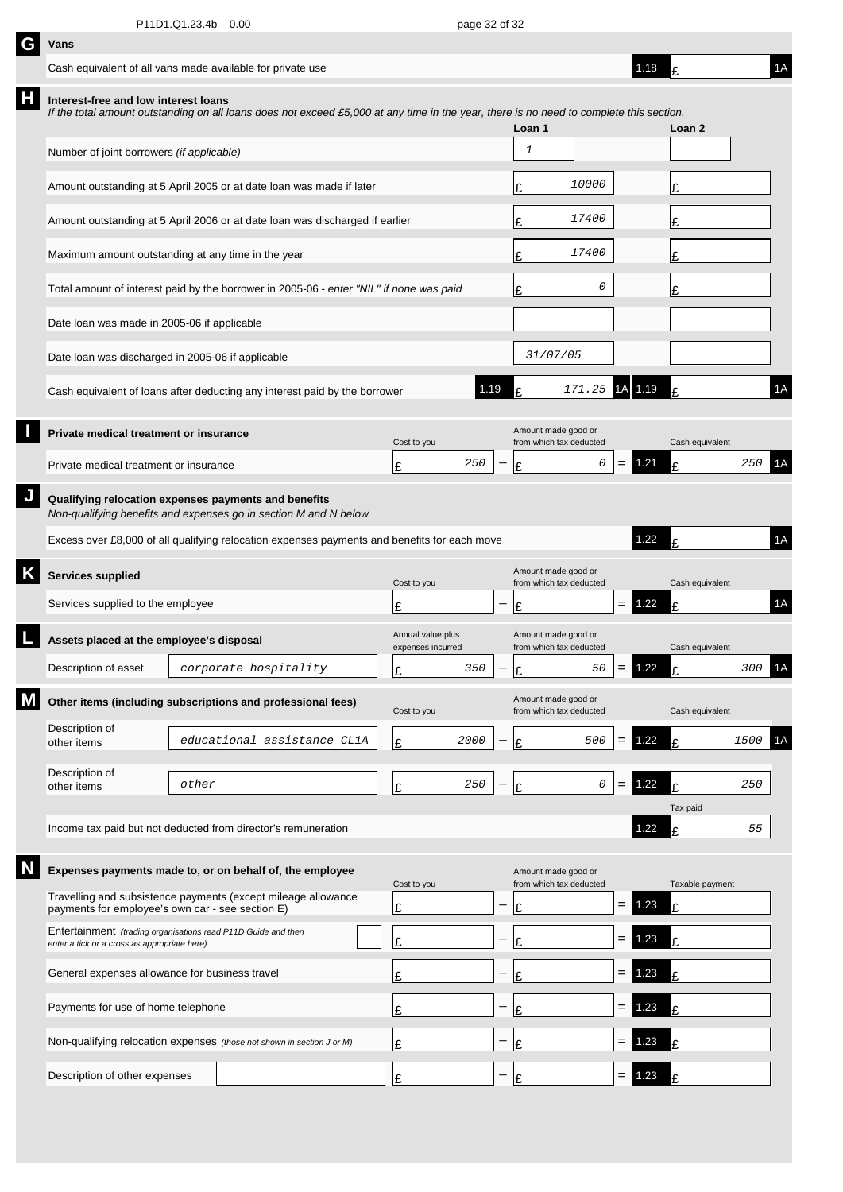P11D1.Q1.23.4b 0.00

## G Vans

| | | | |
|---|---|---|---|
| Cash equivalent of all vans made available for private use | 1.18 | £ | 1A |

## H Interest-free and low interest loans

*If the total amount outstanding on all loans does not exceed £5,000 at any time in the year, there is no need to complete this section.*

| | Loan 1 | | Loan 2 | |
|---|---|---|---|---|
| Number of joint borrowers *(if applicable)* | 1 | | | |
| Amount outstanding at 5 April 2005 or at date loan was made if later | £ 10000 | | £ | |
| Amount outstanding at 5 April 2006 or at date loan was discharged if earlier | £ 17400 | | £ | |
| Maximum amount outstanding at any time in the year | £ 17400 | | £ | |
| Total amount of interest paid by the borrower in 2005-06 - *enter "NIL" if none was paid* | £ 0 | | £ | |
| Date loan was made in 2005-06 if applicable | | | | |
| Date loan was discharged in 2005-06 if applicable | 31/07/05 | | | |
| Cash equivalent of loans after deducting any interest paid by the borrower | 1.19 £ 171.25 | 1A | 1.19 £ | 1A |

## I Private medical treatment or insurance

| | Cost to you | | Amount made good or from which tax deducted | | | Cash equivalent | |
|---|---|---|---|---|---|---|---|
| Private medical treatment or insurance | £ 250 | − | £ 0 | = | 1.21 | £ 250 | 1A |

## J Qualifying relocation expenses payments and benefits

*Non-qualifying benefits and expenses go in section M and N below*

| | | | |
|---|---|---|---|
| Excess over £8,000 of all qualifying relocation expenses payments and benefits for each move | 1.22 | £ | 1A |

## K Services supplied

| | Cost to you | | Amount made good or from which tax deducted | | | Cash equivalent | |
|---|---|---|---|---|---|---|---|
| Services supplied to the employee | £ | − | £ | = | 1.22 | £ | 1A |

## L Assets placed at the employee's disposal

| | | Annual value plus expenses incurred | | Amount made good or from which tax deducted | | | Cash equivalent | |
|---|---|---|---|---|---|---|---|---|
| Description of asset | corporate hospitality | £ 350 | − | £ 50 | = | 1.22 | £ 300 | 1A |

## M Other items (including subscriptions and professional fees)

| | | Cost to you | | Amount made good or from which tax deducted | | | Cash equivalent | |
|---|---|---|---|---|---|---|---|---|
| Description of other items | educational assistance CL1A | £ 2000 | − | £ 500 | = | 1.22 | £ 1500 | 1A |
| Description of other items | other | £ 250 | − | £ 0 | = | 1.22 | £ 250 | |

| | | Tax paid |
|---|---|---|
| Income tax paid but not deducted from director's remuneration | 1.22 | £ 55 |

## N Expenses payments made to, or on behalf of, the employee

| | Cost to you | | Amount made good or from which tax deducted | | | Taxable payment |
|---|---|---|---|---|---|---|
| Travelling and subsistence payments (except mileage allowance payments for employee's own car - see section E) | £ | − | £ | = | 1.23 | £ |
| Entertainment *(trading organisations read P11D Guide and then enter a tick or a cross as appropriate here)* | £ | − | £ | = | 1.23 | £ |
| General expenses allowance for business travel | £ | − | £ | = | 1.23 | £ |
| Payments for use of home telephone | £ | − | £ | = | 1.23 | £ |
| Non-qualifying relocation expenses *(those not shown in section J or M)* | £ | − | £ | = | 1.23 | £ |
| Description of other expenses | £ | − | £ | = | 1.23 | £ |